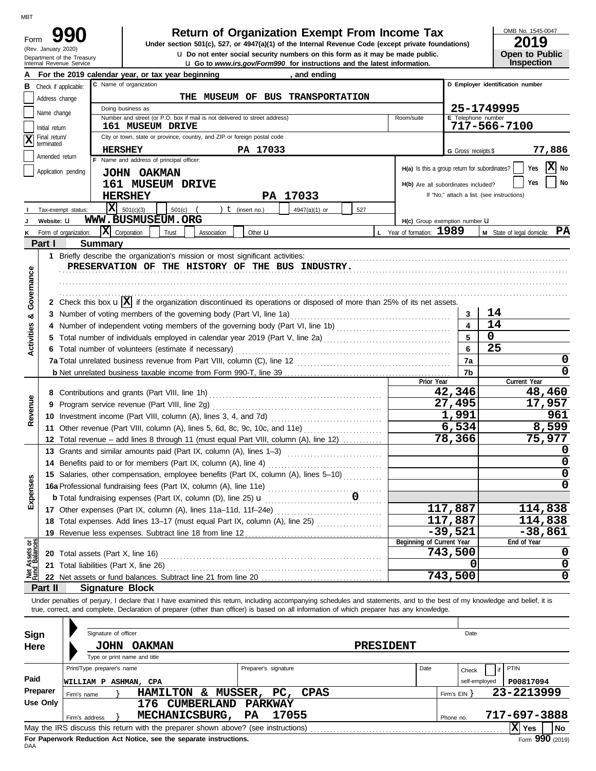MBT

# Form 990

(Rev. January 2020)
Department of the Treasury
Internal Revenue Service

## Return of Organization Exempt From Income Tax

**Under section 501(c), 527, or 4947(a)(1) of the Internal Revenue Code (except private foundations)**

u Do not enter social security numbers on this form as it may be made public.
u Go to *www.irs.gov/Form990* for instructions and the latest information.

OMB No. 1545-0047
**2019**
**Open to Public Inspection**

**A** For the 2019 calendar year, or tax year beginning , and ending

**B** Check if applicable:
- Address change
- Name change
- Initial return
- [X] Final return/terminated
- Amended return
- Application pending

**C** Name of organization: **THE MUSEUM OF BUS TRANSPORTATION**

Doing business as

Number and street (or P.O. box if mail is not delivered to street address): **161 MUSEUM DRIVE** Room/suite

City or town, state or province, country, and ZIP or foreign postal code: **HERSHEY PA 17033**

**D** Employer identification number: **25-1749995**

**E** Telephone number: **717-566-7100**

**G** Gross receipts $ **77,886**

**F** Name and address of principal officer:
**JOHN OAKMAN**
**161 MUSEUM DRIVE**
**HERSHEY PA 17033**

**H(a)** Is this a group return for subordinates? Yes [X] No

**H(b)** Are all subordinates included? Yes No
If "No," attach a list. (see instructions)

**I** Tax-exempt status: [X] 501(c)(3) 501(c) ( ) t (insert no.) 4947(a)(1) or 527

**J** Website: u **WWW.BUSMUSEUM.ORG**

**H(c)** Group exemption number u

**K** Form of organization: [X] Corporation Trust Association Other u

**L** Year of formation: **1989**

**M** State of legal domicile: **PA**

## Part I Summary

**Activities & Governance**

1 Briefly describe the organization's mission or most significant activities:
**PRESERVATION OF THE HISTORY OF THE BUS INDUSTRY.**

2 Check this box u [X] if the organization discontinued its operations or disposed of more than 25% of its net assets.

| | | | |
|---|---|---|---|
| 3 | Number of voting members of the governing body (Part VI, line 1a) | 3 | 14 |
| 4 | Number of independent voting members of the governing body (Part VI, line 1b) | 4 | 14 |
| 5 | Total number of individuals employed in calendar year 2019 (Part V, line 2a) | 5 | 0 |
| 6 | Total number of volunteers (estimate if necessary) | 6 | 25 |
| 7a | Total unrelated business revenue from Part VIII, column (C), line 12 | 7a | 0 |
| b | Net unrelated business taxable income from Form 990-T, line 39 | 7b | 0 |

| | | | Prior Year | Current Year |
|---|---|---|---|---|
| **Revenue** | 8 | Contributions and grants (Part VIII, line 1h) | 42,346 | 48,460 |
| | 9 | Program service revenue (Part VIII, line 2g) | 27,495 | 17,957 |
| | 10 | Investment income (Part VIII, column (A), lines 3, 4, and 7d) | 1,991 | 961 |
| | 11 | Other revenue (Part VIII, column (A), lines 5, 6d, 8c, 9c, 10c, and 11e) | 6,534 | 8,599 |
| | 12 | Total revenue – add lines 8 through 11 (must equal Part VIII, column (A), line 12) | 78,366 | 75,977 |
| **Expenses** | 13 | Grants and similar amounts paid (Part IX, column (A), lines 1–3) | | 0 |
| | 14 | Benefits paid to or for members (Part IX, column (A), line 4) | | 0 |
| | 15 | Salaries, other compensation, employee benefits (Part IX, column (A), lines 5–10) | | 0 |
| | 16a | Professional fundraising fees (Part IX, column (A), line 11e) | | 0 |
| | b | Total fundraising expenses (Part IX, column (D), line 25) u 0 | | |
| | 17 | Other expenses (Part IX, column (A), lines 11a–11d, 11f–24e) | 117,887 | 114,838 |
| | 18 | Total expenses. Add lines 13–17 (must equal Part IX, column (A), line 25) | 117,887 | 114,838 |
| | 19 | Revenue less expenses. Subtract line 18 from line 12 | -39,521 | -38,861 |
| | | | **Beginning of Current Year** | **End of Year** |
| **Net Assets or Fund Balances** | 20 | Total assets (Part X, line 16) | 743,500 | 0 |
| | 21 | Total liabilities (Part X, line 26) | 0 | 0 |
| | 22 | Net assets or fund balances. Subtract line 21 from line 20 | 743,500 | 0 |

## Part II Signature Block

Under penalties of perjury, I declare that I have examined this return, including accompanying schedules and statements, and to the best of my knowledge and belief, it is true, correct, and complete. Declaration of preparer (other than officer) is based on all information of which preparer has any knowledge.

**Sign Here**

Signature of officer Date

**JOHN OAKMAN PRESIDENT**
Type or print name and title

**Paid Preparer Use Only**

| Print/Type preparer's name | Preparer's signature | Date | Check if self-employed | PTIN |
|---|---|---|---|---|
| WILLIAM P ASHMAN, CPA | | | | P00817094 |

Firm's name } **HAMILTON & MUSSER, PC, CPAS** Firm's EIN } **23-2213999**

Firm's address } **176 CUMBERLAND PARKWAY MECHANICSBURG, PA 17055** Phone no. **717-697-3888**

May the IRS discuss this return with the preparer shown above? (see instructions) [X] Yes No

**For Paperwork Reduction Act Notice, see the separate instructions.**
DAA
Form **990** (2019)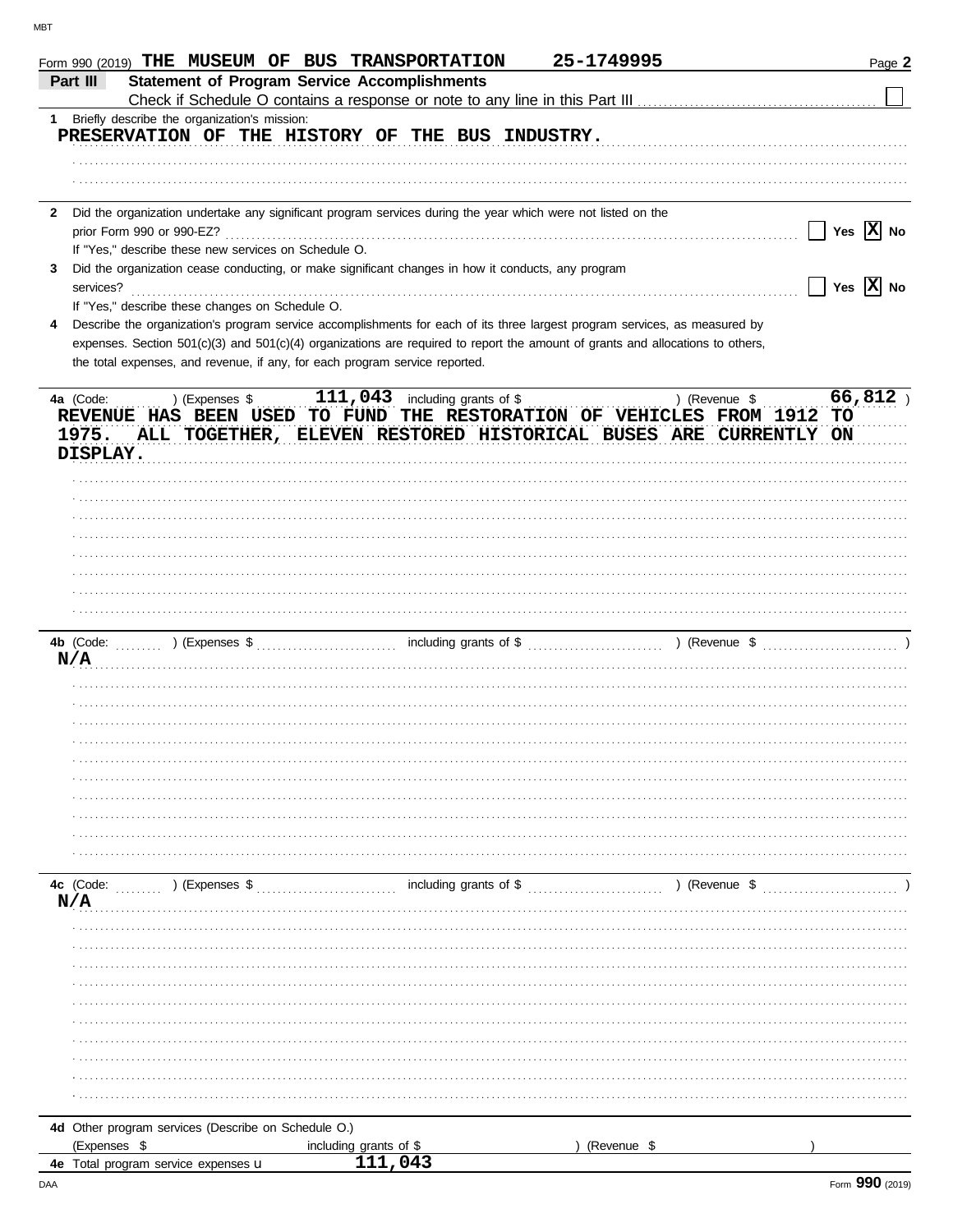Form 990 (2019) THE MUSEUM OF BUS TRANSPORTATION 25-1749995 Page 2

## Part III Statement of Program Service Accomplishments

Check if Schedule O contains a response or note to any line in this Part III ☐

**1** Briefly describe the organization's mission:

PRESERVATION OF THE HISTORY OF THE BUS INDUSTRY.

**2** Did the organization undertake any significant program services during the year which were not listed on the prior Form 990 or 990-EZ? ☐ Yes ☒ No

If "Yes," describe these new services on Schedule O.

**3** Did the organization cease conducting, or make significant changes in how it conducts, any program services? ☐ Yes ☒ No

If "Yes," describe these changes on Schedule O.

**4** Describe the organization's program service accomplishments for each of its three largest program services, as measured by expenses. Section 501(c)(3) and 501(c)(4) organizations are required to report the amount of grants and allocations to others, the total expenses, and revenue, if any, for each program service reported.

**4a** (Code: ) (Expenses $ 111,043 including grants of $ ) (Revenue $ 66,812 )

REVENUE HAS BEEN USED TO FUND THE RESTORATION OF VEHICLES FROM 1912 TO 1975. ALL TOGETHER, ELEVEN RESTORED HISTORICAL BUSES ARE CURRENTLY ON DISPLAY.

**4b** (Code: ) (Expenses $ including grants of $ ) (Revenue $ )

N/A

**4c** (Code: ) (Expenses $ including grants of $ ) (Revenue $ )

N/A

**4d** Other program services (Describe on Schedule O.)

(Expenses $ including grants of $ ) (Revenue $ )

**4e** Total program service expenses ► 111,043

Form **990** (2019)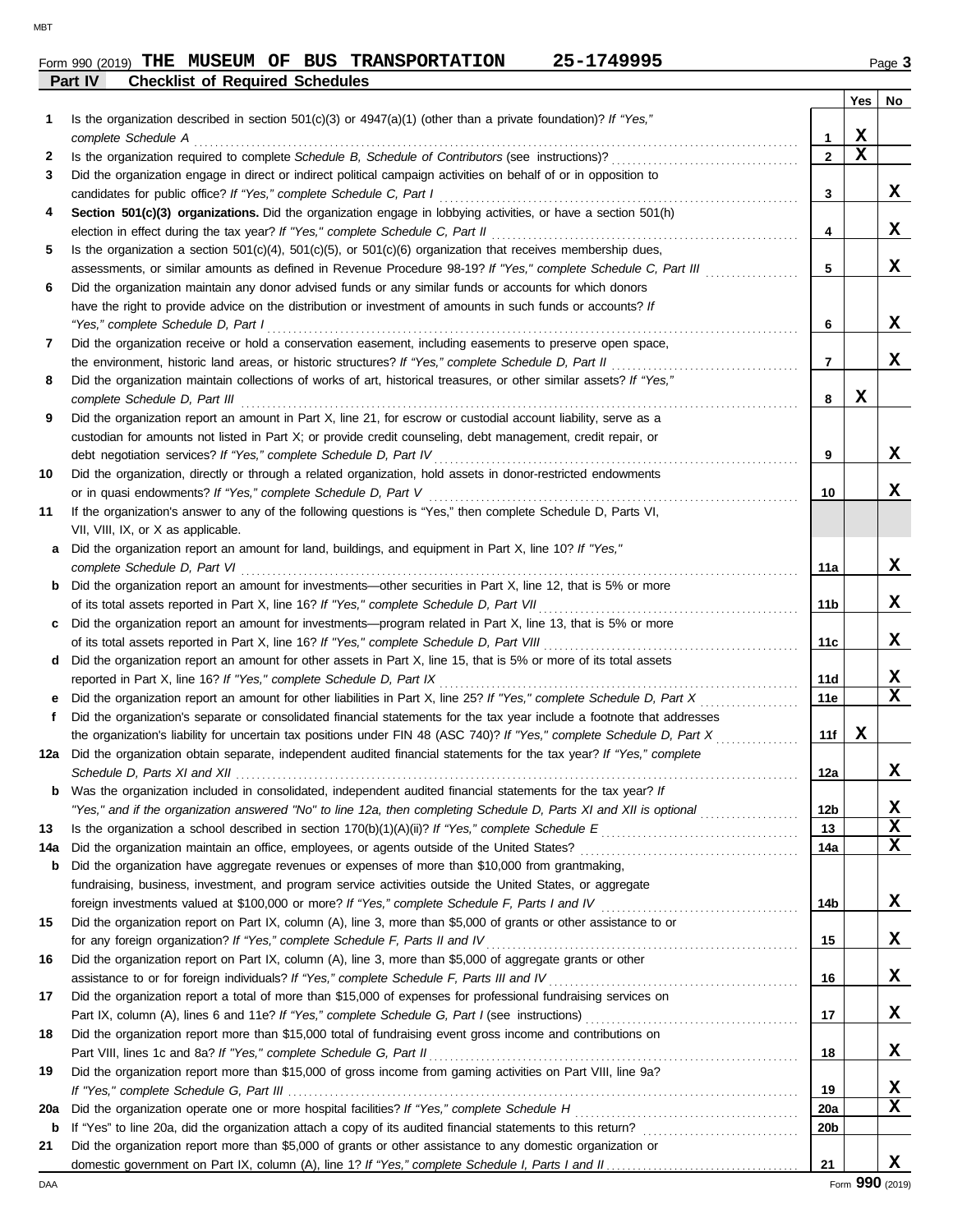Form 990 (2019) **THE MUSEUM OF BUS TRANSPORTATION 25-1749995** Page **3**

## Part IV Checklist of Required Schedules

| | | | Yes | No |
|---|---|---|---|---|
| 1 | Is the organization described in section 501(c)(3) or 4947(a)(1) (other than a private foundation)? *If "Yes," complete Schedule A* | 1 | X | |
| 2 | Is the organization required to complete *Schedule B, Schedule of Contributors* (see instructions)? | 2 | X | |
| 3 | Did the organization engage in direct or indirect political campaign activities on behalf of or in opposition to candidates for public office? *If "Yes," complete Schedule C, Part I* | 3 | | X |
| 4 | **Section 501(c)(3) organizations.** Did the organization engage in lobbying activities, or have a section 501(h) election in effect during the tax year? *If "Yes," complete Schedule C, Part II* | 4 | | X |
| 5 | Is the organization a section 501(c)(4), 501(c)(5), or 501(c)(6) organization that receives membership dues, assessments, or similar amounts as defined in Revenue Procedure 98-19? *If "Yes," complete Schedule C, Part III* | 5 | | X |
| 6 | Did the organization maintain any donor advised funds or any similar funds or accounts for which donors have the right to provide advice on the distribution or investment of amounts in such funds or accounts? *If "Yes," complete Schedule D, Part I* | 6 | | X |
| 7 | Did the organization receive or hold a conservation easement, including easements to preserve open space, the environment, historic land areas, or historic structures? *If "Yes," complete Schedule D, Part II* | 7 | | X |
| 8 | Did the organization maintain collections of works of art, historical treasures, or other similar assets? *If "Yes," complete Schedule D, Part III* | 8 | X | |
| 9 | Did the organization report an amount in Part X, line 21, for escrow or custodial account liability, serve as a custodian for amounts not listed in Part X; or provide credit counseling, debt management, credit repair, or debt negotiation services? *If "Yes," complete Schedule D, Part IV* | 9 | | X |
| 10 | Did the organization, directly or through a related organization, hold assets in donor-restricted endowments or in quasi endowments? *If "Yes," complete Schedule D, Part V* | 10 | | X |
| 11 | If the organization's answer to any of the following questions is "Yes," then complete Schedule D, Parts VI, VII, VIII, IX, or X as applicable. | | | |
| a | Did the organization report an amount for land, buildings, and equipment in Part X, line 10? *If "Yes," complete Schedule D, Part VI* | 11a | | X |
| b | Did the organization report an amount for investments—other securities in Part X, line 12, that is 5% or more of its total assets reported in Part X, line 16? *If "Yes," complete Schedule D, Part VII* | 11b | | X |
| c | Did the organization report an amount for investments—program related in Part X, line 13, that is 5% or more of its total assets reported in Part X, line 16? *If "Yes," complete Schedule D, Part VIII* | 11c | | X |
| d | Did the organization report an amount for other assets in Part X, line 15, that is 5% or more of its total assets reported in Part X, line 16? *If "Yes," complete Schedule D, Part IX* | 11d | | X |
| e | Did the organization report an amount for other liabilities in Part X, line 25? *If "Yes," complete Schedule D, Part X* | 11e | | X |
| f | Did the organization's separate or consolidated financial statements for the tax year include a footnote that addresses the organization's liability for uncertain tax positions under FIN 48 (ASC 740)? *If "Yes," complete Schedule D, Part X* | 11f | X | |
| 12a | Did the organization obtain separate, independent audited financial statements for the tax year? *If "Yes," complete Schedule D, Parts XI and XII* | 12a | | X |
| b | Was the organization included in consolidated, independent audited financial statements for the tax year? *If "Yes," and if the organization answered "No" to line 12a, then completing Schedule D, Parts XI and XII is optional* | 12b | | X |
| 13 | Is the organization a school described in section 170(b)(1)(A)(ii)? *If "Yes," complete Schedule E* | 13 | | X |
| 14a | Did the organization maintain an office, employees, or agents outside of the United States? | 14a | | X |
| b | Did the organization have aggregate revenues or expenses of more than $10,000 from grantmaking, fundraising, business, investment, and program service activities outside the United States, or aggregate foreign investments valued at $100,000 or more? *If "Yes," complete Schedule F, Parts I and IV* | 14b | | X |
| 15 | Did the organization report on Part IX, column (A), line 3, more than $5,000 of grants or other assistance to or for any foreign organization? *If "Yes," complete Schedule F, Parts II and IV* | 15 | | X |
| 16 | Did the organization report on Part IX, column (A), line 3, more than $5,000 of aggregate grants or other assistance to or for foreign individuals? *If "Yes," complete Schedule F, Parts III and IV* | 16 | | X |
| 17 | Did the organization report a total of more than $15,000 of expenses for professional fundraising services on Part IX, column (A), lines 6 and 11e? *If "Yes," complete Schedule G, Part I* (see instructions) | 17 | | X |
| 18 | Did the organization report more than $15,000 total of fundraising event gross income and contributions on Part VIII, lines 1c and 8a? *If "Yes," complete Schedule G, Part II* | 18 | | X |
| 19 | Did the organization report more than $15,000 of gross income from gaming activities on Part VIII, line 9a? *If "Yes," complete Schedule G, Part III* | 19 | | X |
| 20a | Did the organization operate one or more hospital facilities? *If "Yes," complete Schedule H* | 20a | | X |
| b | If "Yes" to line 20a, did the organization attach a copy of its audited financial statements to this return? | 20b | | |
| 21 | Did the organization report more than $5,000 of grants or other assistance to any domestic organization or domestic government on Part IX, column (A), line 1? *If "Yes," complete Schedule I, Parts I and II* | 21 | | X |

Form **990** (2019)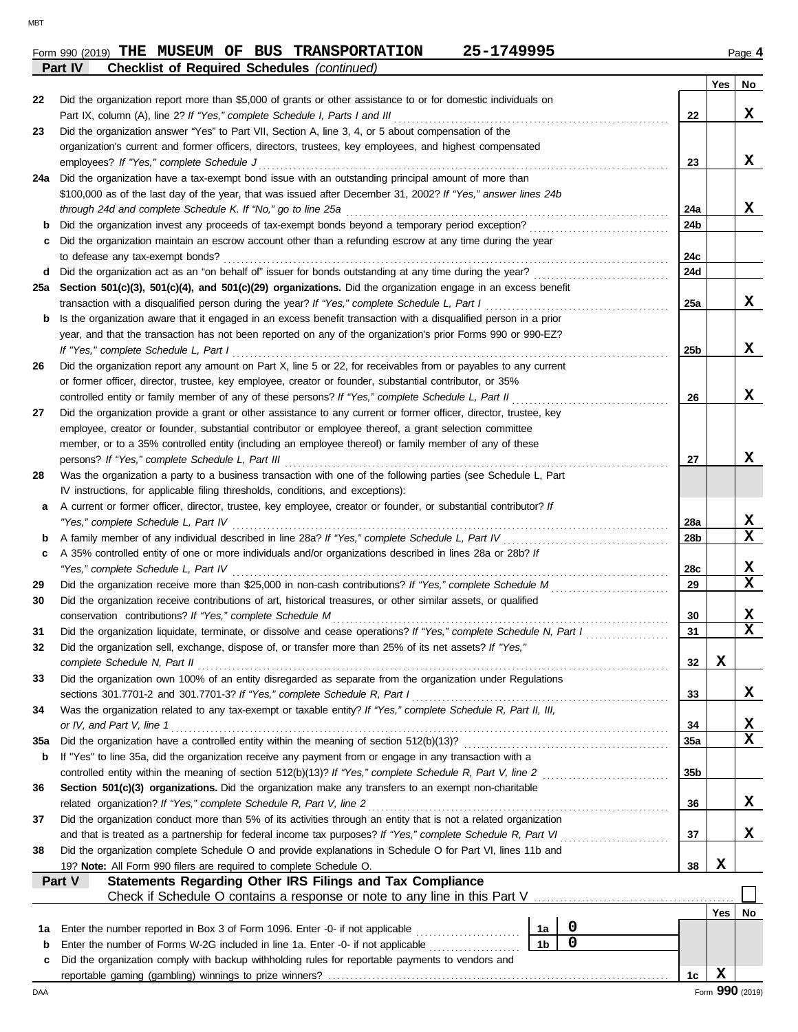Form 990 (2019) **THE MUSEUM OF BUS TRANSPORTATION 25-1749995** Page **4**

**Part IV Checklist of Required Schedules** *(continued)*

| | | | Yes | No |
|---|---|---|---|---|
| 22 | Did the organization report more than $5,000 of grants or other assistance to or for domestic individuals on Part IX, column (A), line 2? *If "Yes," complete Schedule I, Parts I and III* | 22 | | X |
| 23 | Did the organization answer "Yes" to Part VII, Section A, line 3, 4, or 5 about compensation of the organization's current and former officers, directors, trustees, key employees, and highest compensated employees? *If "Yes," complete Schedule J* | 23 | | X |
| 24a | Did the organization have a tax-exempt bond issue with an outstanding principal amount of more than $100,000 as of the last day of the year, that was issued after December 31, 2002? *If "Yes," answer lines 24b through 24d and complete Schedule K. If "No," go to line 25a* | 24a | | X |
| b | Did the organization invest any proceeds of tax-exempt bonds beyond a temporary period exception? | 24b | | |
| c | Did the organization maintain an escrow account other than a refunding escrow at any time during the year to defease any tax-exempt bonds? | 24c | | |
| d | Did the organization act as an "on behalf of" issuer for bonds outstanding at any time during the year? | 24d | | |
| 25a | **Section 501(c)(3), 501(c)(4), and 501(c)(29) organizations.** Did the organization engage in an excess benefit transaction with a disqualified person during the year? *If "Yes," complete Schedule L, Part I* | 25a | | X |
| b | Is the organization aware that it engaged in an excess benefit transaction with a disqualified person in a prior year, and that the transaction has not been reported on any of the organization's prior Forms 990 or 990-EZ? *If "Yes," complete Schedule L, Part I* | 25b | | X |
| 26 | Did the organization report any amount on Part X, line 5 or 22, for receivables from or payables to any current or former officer, director, trustee, key employee, creator or founder, substantial contributor, or 35% controlled entity or family member of any of these persons? *If "Yes," complete Schedule L, Part II* | 26 | | X |
| 27 | Did the organization provide a grant or other assistance to any current or former officer, director, trustee, key employee, creator or founder, substantial contributor or employee thereof, a grant selection committee member, or to a 35% controlled entity (including an employee thereof) or family member of any of these persons? *If "Yes," complete Schedule L, Part III* | 27 | | X |
| 28 | Was the organization a party to a business transaction with one of the following parties (see Schedule L, Part IV instructions, for applicable filing thresholds, conditions, and exceptions): | | | |
| a | A current or former officer, director, trustee, key employee, creator or founder, or substantial contributor? *If "Yes," complete Schedule L, Part IV* | 28a | | X |
| b | A family member of any individual described in line 28a? *If "Yes," complete Schedule L, Part IV* | 28b | | X |
| c | A 35% controlled entity of one or more individuals and/or organizations described in lines 28a or 28b? *If "Yes," complete Schedule L, Part IV* | 28c | | X |
| 29 | Did the organization receive more than $25,000 in non-cash contributions? *If "Yes," complete Schedule M* | 29 | | X |
| 30 | Did the organization receive contributions of art, historical treasures, or other similar assets, or qualified conservation contributions? *If "Yes," complete Schedule M* | 30 | | X |
| 31 | Did the organization liquidate, terminate, or dissolve and cease operations? *If "Yes," complete Schedule N, Part I* | 31 | | X |
| 32 | Did the organization sell, exchange, dispose of, or transfer more than 25% of its net assets? *If "Yes," complete Schedule N, Part II* | 32 | X | |
| 33 | Did the organization own 100% of an entity disregarded as separate from the organization under Regulations sections 301.7701-2 and 301.7701-3? *If "Yes," complete Schedule R, Part I* | 33 | | X |
| 34 | Was the organization related to any tax-exempt or taxable entity? *If "Yes," complete Schedule R, Part II, III, or IV, and Part V, line 1* | 34 | | X |
| 35a | Did the organization have a controlled entity within the meaning of section 512(b)(13)? | 35a | | X |
| b | If "Yes" to line 35a, did the organization receive any payment from or engage in any transaction with a controlled entity within the meaning of section 512(b)(13)? *If "Yes," complete Schedule R, Part V, line 2* | 35b | | |
| 36 | **Section 501(c)(3) organizations.** Did the organization make any transfers to an exempt non-charitable related organization? *If "Yes," complete Schedule R, Part V, line 2* | 36 | | X |
| 37 | Did the organization conduct more than 5% of its activities through an entity that is not a related organization and that is treated as a partnership for federal income tax purposes? *If "Yes," complete Schedule R, Part VI* | 37 | | X |
| 38 | Did the organization complete Schedule O and provide explanations in Schedule O for Part VI, lines 11b and 19? **Note:** All Form 990 filers are required to complete Schedule O. | 38 | X | |

**Part V Statements Regarding Other IRS Filings and Tax Compliance**

Check if Schedule O contains a response or note to any line in this Part V ☐

| | | | | | Yes | No |
|---|---|---|---|---|---|---|
| 1a | Enter the number reported in Box 3 of Form 1096. Enter -0- if not applicable | 1a | 0 | | | |
| b | Enter the number of Forms W-2G included in line 1a. Enter -0- if not applicable | 1b | 0 | | | |
| c | Did the organization comply with backup withholding rules for reportable payments to vendors and reportable gaming (gambling) winnings to prize winners? | | | 1c | X | |

Form **990** (2019)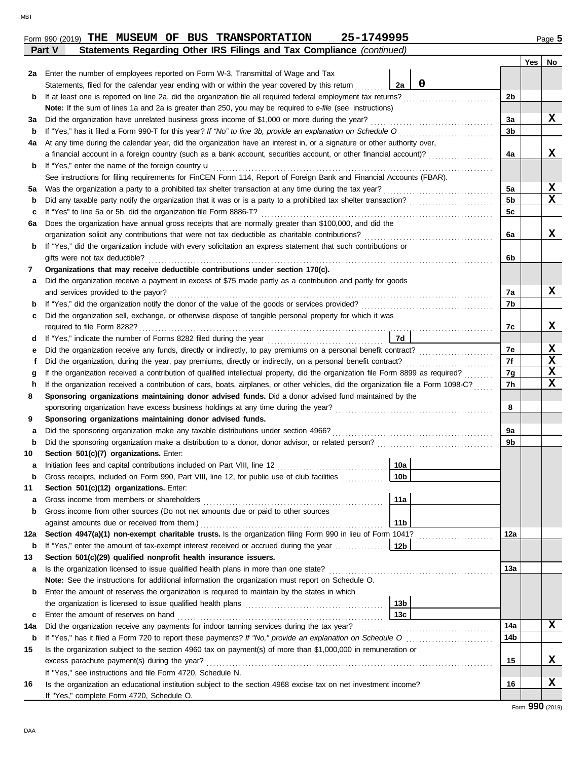Form 990 (2019) **THE MUSEUM OF BUS TRANSPORTATION 25-1749995** Page **5**

**Part V Statements Regarding Other IRS Filings and Tax Compliance** *(continued)*

| | | | | Yes | No |
|---|---|---|---|---|---|
| **2a** | Enter the number of employees reported on Form W-3, Transmittal of Wage and Tax Statements, filed for the calendar year ending with or within the year covered by this return | **2a** 0 | | | |
| **b** | If at least one is reported on line 2a, did the organization file all required federal employment tax returns? | | **2b** | | |
| | **Note:** If the sum of lines 1a and 2a is greater than 250, you may be required to *e-file* (see instructions) | | | | |
| **3a** | Did the organization have unrelated business gross income of $1,000 or more during the year? | | **3a** | | X |
| **b** | If "Yes," has it filed a Form 990-T for this year? *If "No" to line 3b, provide an explanation on Schedule O* | | **3b** | | |
| **4a** | At any time during the calendar year, did the organization have an interest in, or a signature or other authority over, a financial account in a foreign country (such as a bank account, securities account, or other financial account)? | | **4a** | | X |
| **b** | If "Yes," enter the name of the foreign country u | | | | |
| | See instructions for filing requirements for FinCEN Form 114, Report of Foreign Bank and Financial Accounts (FBAR). | | | | |
| **5a** | Was the organization a party to a prohibited tax shelter transaction at any time during the tax year? | | **5a** | | X |
| **b** | Did any taxable party notify the organization that it was or is a party to a prohibited tax shelter transaction? | | **5b** | | X |
| **c** | If "Yes" to line 5a or 5b, did the organization file Form 8886-T? | | **5c** | | |
| **6a** | Does the organization have annual gross receipts that are normally greater than $100,000, and did the organization solicit any contributions that were not tax deductible as charitable contributions? | | **6a** | | X |
| **b** | If "Yes," did the organization include with every solicitation an express statement that such contributions or gifts were not tax deductible? | | **6b** | | |
| **7** | **Organizations that may receive deductible contributions under section 170(c).** | | | | |
| **a** | Did the organization receive a payment in excess of $75 made partly as a contribution and partly for goods and services provided to the payor? | | **7a** | | X |
| **b** | If "Yes," did the organization notify the donor of the value of the goods or services provided? | | **7b** | | |
| **c** | Did the organization sell, exchange, or otherwise dispose of tangible personal property for which it was required to file Form 8282? | | **7c** | | X |
| **d** | If "Yes," indicate the number of Forms 8282 filed during the year | **7d** | | | |
| **e** | Did the organization receive any funds, directly or indirectly, to pay premiums on a personal benefit contract? | | **7e** | | X |
| **f** | Did the organization, during the year, pay premiums, directly or indirectly, on a personal benefit contract? | | **7f** | | X |
| **g** | If the organization received a contribution of qualified intellectual property, did the organization file Form 8899 as required? | | **7g** | | X |
| **h** | If the organization received a contribution of cars, boats, airplanes, or other vehicles, did the organization file a Form 1098-C? | | **7h** | | X |
| **8** | **Sponsoring organizations maintaining donor advised funds.** Did a donor advised fund maintained by the sponsoring organization have excess business holdings at any time during the year? | | **8** | | |
| **9** | **Sponsoring organizations maintaining donor advised funds.** | | | | |
| **a** | Did the sponsoring organization make any taxable distributions under section 4966? | | **9a** | | |
| **b** | Did the sponsoring organization make a distribution to a donor, donor advisor, or related person? | | **9b** | | |
| **10** | **Section 501(c)(7) organizations.** Enter: | | | | |
| **a** | Initiation fees and capital contributions included on Part VIII, line 12 | **10a** | | | |
| **b** | Gross receipts, included on Form 990, Part VIII, line 12, for public use of club facilities | **10b** | | | |
| **11** | **Section 501(c)(12) organizations.** Enter: | | | | |
| **a** | Gross income from members or shareholders | **11a** | | | |
| **b** | Gross income from other sources (Do not net amounts due or paid to other sources against amounts due or received from them.) | **11b** | | | |
| **12a** | **Section 4947(a)(1) non-exempt charitable trusts.** Is the organization filing Form 990 in lieu of Form 1041? | | **12a** | | |
| **b** | If "Yes," enter the amount of tax-exempt interest received or accrued during the year | **12b** | | | |
| **13** | **Section 501(c)(29) qualified nonprofit health insurance issuers.** | | | | |
| **a** | Is the organization licensed to issue qualified health plans in more than one state? | | **13a** | | |
| | **Note:** See the instructions for additional information the organization must report on Schedule O. | | | | |
| **b** | Enter the amount of reserves the organization is required to maintain by the states in which the organization is licensed to issue qualified health plans | **13b** | | | |
| **c** | Enter the amount of reserves on hand | **13c** | | | |
| **14a** | Did the organization receive any payments for indoor tanning services during the tax year? | | **14a** | | X |
| **b** | If "Yes," has it filed a Form 720 to report these payments? *If "No," provide an explanation on Schedule O* | | **14b** | | |
| **15** | Is the organization subject to the section 4960 tax on payment(s) of more than $1,000,000 in remuneration or excess parachute payment(s) during the year? | | **15** | | X |
| | If "Yes," see instructions and file Form 4720, Schedule N. | | | | |
| **16** | Is the organization an educational institution subject to the section 4968 excise tax on net investment income? | | **16** | | X |
| | If "Yes," complete Form 4720, Schedule O. | | | | |

Form **990** (2019)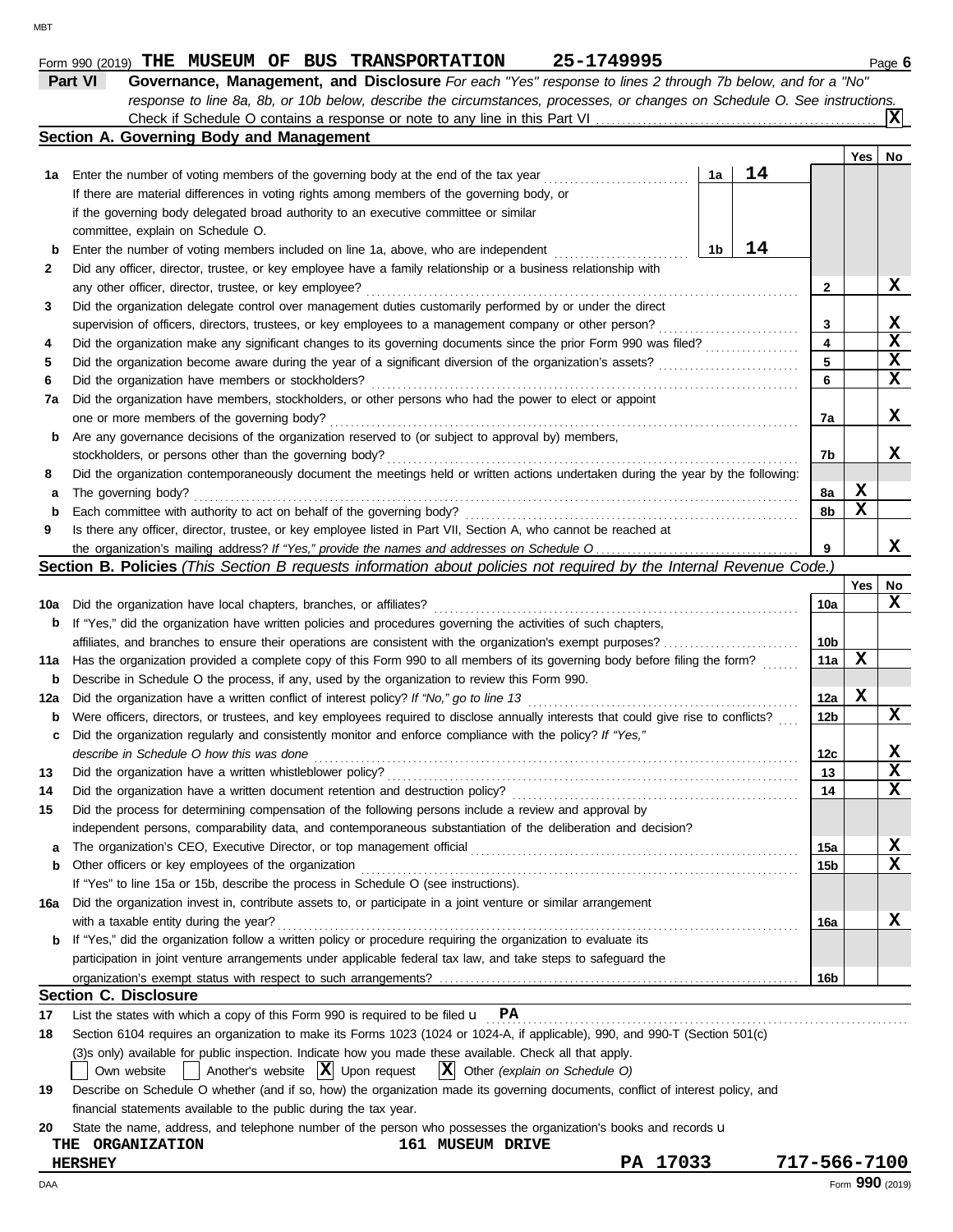Form 990 (2019) **THE MUSEUM OF BUS TRANSPORTATION 25-1749995** Page **6**

## Part VI Governance, Management, and Disclosure

*For each "Yes" response to lines 2 through 7b below, and for a "No" response to line 8a, 8b, or 10b below, describe the circumstances, processes, or changes on Schedule O. See instructions.*

Check if Schedule O contains a response or note to any line in this Part VI . . . . . . **X**

### Section A. Governing Body and Management

| | | | | Yes | No |
|---|---|---|---|---|---|
| **1a** | Enter the number of voting members of the governing body at the end of the tax year . . . If there are material differences in voting rights among members of the governing body, or if the governing body delegated broad authority to an executive committee or similar committee, explain on Schedule O. | 1a: 14 | | | |
| **b** | Enter the number of voting members included on line 1a, above, who are independent . . . | 1b: 14 | | | |
| **2** | Did any officer, director, trustee, or key employee have a family relationship or a business relationship with any other officer, director, trustee, or key employee? | | 2 | | X |
| **3** | Did the organization delegate control over management duties customarily performed by or under the direct supervision of officers, directors, trustees, or key employees to a management company or other person? | | 3 | | X |
| **4** | Did the organization make any significant changes to its governing documents since the prior Form 990 was filed? | | 4 | | X |
| **5** | Did the organization become aware during the year of a significant diversion of the organization's assets? | | 5 | | X |
| **6** | Did the organization have members or stockholders? | | 6 | | X |
| **7a** | Did the organization have members, stockholders, or other persons who had the power to elect or appoint one or more members of the governing body? | | 7a | | X |
| **b** | Are any governance decisions of the organization reserved to (or subject to approval by) members, stockholders, or persons other than the governing body? | | 7b | | X |
| **8** | Did the organization contemporaneously document the meetings held or written actions undertaken during the year by the following: | | | | |
| **a** | The governing body? | | 8a | X | |
| **b** | Each committee with authority to act on behalf of the governing body? | | 8b | X | |
| **9** | Is there any officer, director, trustee, or key employee listed in Part VII, Section A, who cannot be reached at the organization's mailing address? *If "Yes," provide the names and addresses on Schedule O* | | 9 | | X |

### Section B. Policies *(This Section B requests information about policies not required by the Internal Revenue Code.)*

| | | | Yes | No |
|---|---|---|---|---|
| **10a** | Did the organization have local chapters, branches, or affiliates? | 10a | | X |
| **b** | If "Yes," did the organization have written policies and procedures governing the activities of such chapters, affiliates, and branches to ensure their operations are consistent with the organization's exempt purposes? | 10b | | |
| **11a** | Has the organization provided a complete copy of this Form 990 to all members of its governing body before filing the form? | 11a | X | |
| **b** | Describe in Schedule O the process, if any, used by the organization to review this Form 990. | | | |
| **12a** | Did the organization have a written conflict of interest policy? *If "No," go to line 13* | 12a | X | |
| **b** | Were officers, directors, or trustees, and key employees required to disclose annually interests that could give rise to conflicts? | 12b | | X |
| **c** | Did the organization regularly and consistently monitor and enforce compliance with the policy? *If "Yes," describe in Schedule O how this was done* | 12c | | X |
| **13** | Did the organization have a written whistleblower policy? | 13 | | X |
| **14** | Did the organization have a written document retention and destruction policy? | 14 | | X |
| **15** | Did the process for determining compensation of the following persons include a review and approval by independent persons, comparability data, and contemporaneous substantiation of the deliberation and decision? | | | |
| **a** | The organization's CEO, Executive Director, or top management official | 15a | | X |
| **b** | Other officers or key employees of the organization | 15b | | X |
| | If "Yes" to line 15a or 15b, describe the process in Schedule O (see instructions). | | | |
| **16a** | Did the organization invest in, contribute assets to, or participate in a joint venture or similar arrangement with a taxable entity during the year? | 16a | | X |
| **b** | If "Yes," did the organization follow a written policy or procedure requiring the organization to evaluate its participation in joint venture arrangements under applicable federal tax law, and take steps to safeguard the organization's exempt status with respect to such arrangements? | 16b | | |

### Section C. Disclosure

**17** List the states with which a copy of this Form 990 is required to be filed **PA**

**18** Section 6104 requires an organization to make its Forms 1023 (1024 or 1024-A, if applicable), 990, and 990-T (Section 501(c)(3)s only) available for public inspection. Indicate how you made these available. Check all that apply.

☐ Own website ☐ Another's website ☒ Upon request ☒ Other *(explain on Schedule O)*

**19** Describe on Schedule O whether (and if so, how) the organization made its governing documents, conflict of interest policy, and financial statements available to the public during the tax year.

**20** State the name, address, and telephone number of the person who possesses the organization's books and records

**THE ORGANIZATION** **161 MUSEUM DRIVE**
**HERSHEY PA 17033 717-566-7100**

Form **990** (2019)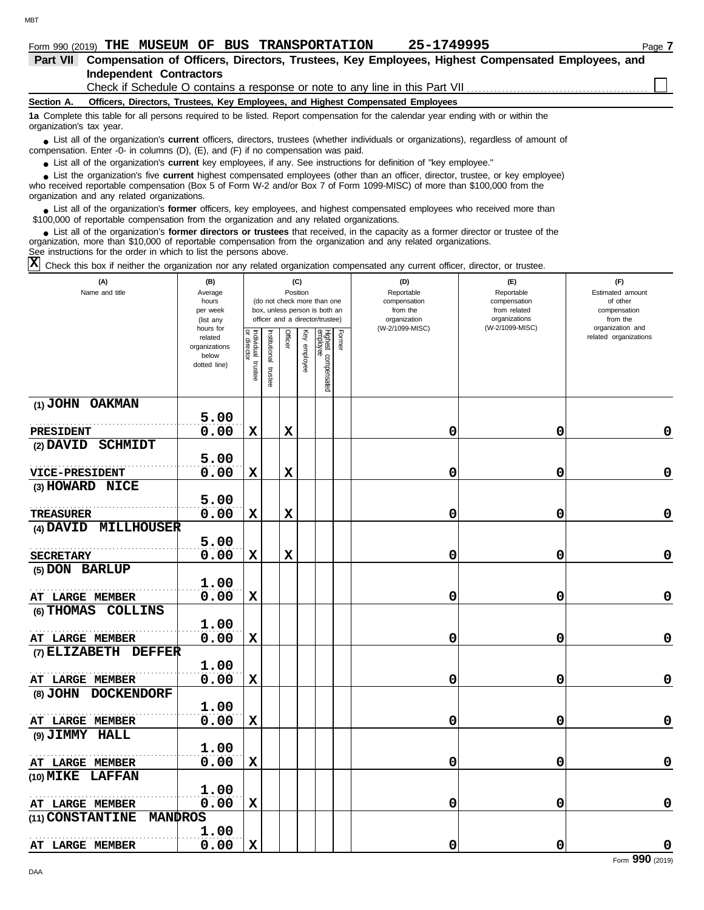Form 990 (2019) **THE MUSEUM OF BUS TRANSPORTATION** **25-1749995**

**Part VII Compensation of Officers, Directors, Trustees, Key Employees, Highest Compensated Employees, and Independent Contractors**

Check if Schedule O contains a response or note to any line in this Part VII ☐

**Section A. Officers, Directors, Trustees, Key Employees, and Highest Compensated Employees**

**1a** Complete this table for all persons required to be listed. Report compensation for the calendar year ending with or within the organization's tax year.

- List all of the organization's **current** officers, directors, trustees (whether individuals or organizations), regardless of amount of compensation. Enter -0- in columns (D), (E), and (F) if no compensation was paid.
- List all of the organization's **current** key employees, if any. See instructions for definition of "key employee."
- List the organization's five **current** highest compensated employees (other than an officer, director, trustee, or key employee) who received reportable compensation (Box 5 of Form W-2 and/or Box 7 of Form 1099-MISC) of more than $100,000 from the organization and any related organizations.
- List all of the organization's **former** officers, key employees, and highest compensated employees who received more than $100,000 of reportable compensation from the organization and any related organizations.
- List all of the organization's **former directors or trustees** that received, in the capacity as a former director or trustee of the organization, more than $10,000 of reportable compensation from the organization and any related organizations.

See instructions for the order in which to list the persons above.

☒ Check this box if neither the organization nor any related organization compensated any current officer, director, or trustee.

| (A) Name and title | (B) Average hours per week (list any hours for related organizations below dotted line) | (C) Position: Individual trustee or director | Institutional trustee | Officer | Key employee | Highest compensated employee | Former | (D) Reportable compensation from the organization (W-2/1099-MISC) | (E) Reportable compensation from related organizations (W-2/1099-MISC) | (F) Estimated amount of other compensation from the organization and related organizations |
|---|---|---|---|---|---|---|---|---|---|---|
| (1) JOHN OAKMAN<br>PRESIDENT | 5.00<br>0.00 | X | | X | | | | 0 | 0 | 0 |
| (2) DAVID SCHMIDT<br>VICE-PRESIDENT | 5.00<br>0.00 | X | | X | | | | 0 | 0 | 0 |
| (3) HOWARD NICE<br>TREASURER | 5.00<br>0.00 | X | | X | | | | 0 | 0 | 0 |
| (4) DAVID MILLHOUSER<br>SECRETARY | 5.00<br>0.00 | X | | X | | | | 0 | 0 | 0 |
| (5) DON BARLUP<br>AT LARGE MEMBER | 1.00<br>0.00 | X | | | | | | 0 | 0 | 0 |
| (6) THOMAS COLLINS<br>AT LARGE MEMBER | 1.00<br>0.00 | X | | | | | | 0 | 0 | 0 |
| (7) ELIZABETH DEFFER<br>AT LARGE MEMBER | 1.00<br>0.00 | X | | | | | | 0 | 0 | 0 |
| (8) JOHN DOCKENDORF<br>AT LARGE MEMBER | 1.00<br>0.00 | X | | | | | | 0 | 0 | 0 |
| (9) JIMMY HALL<br>AT LARGE MEMBER | 1.00<br>0.00 | X | | | | | | 0 | 0 | 0 |
| (10) MIKE LAFFAN<br>AT LARGE MEMBER | 1.00<br>0.00 | X | | | | | | 0 | 0 | 0 |
| (11) CONSTANTINE MANDROS<br>AT LARGE MEMBER | 1.00<br>0.00 | X | | | | | | 0 | 0 | 0 |

Form **990** (2019)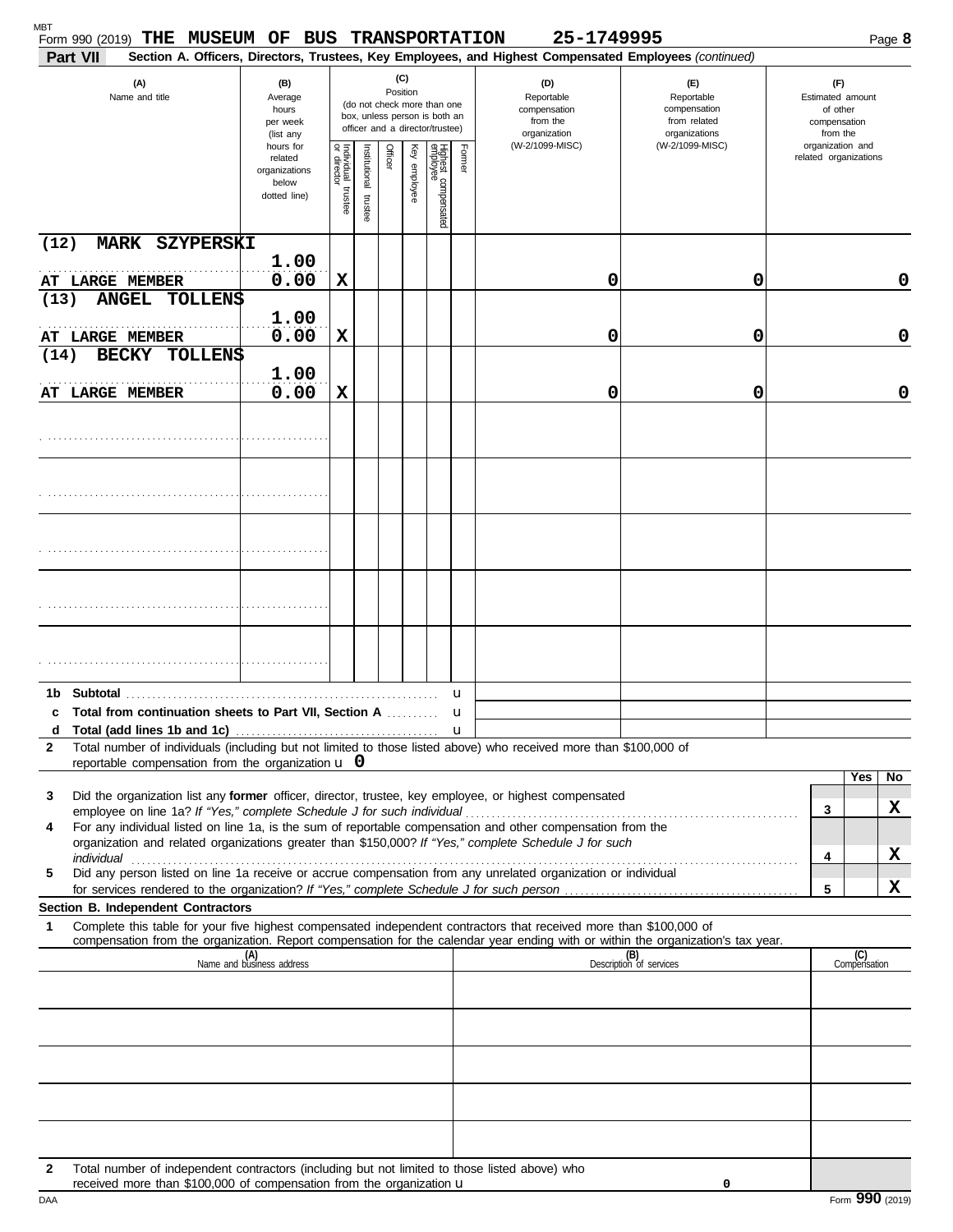Form 990 (2019) **THE MUSEUM OF BUS TRANSPORTATION** 25-1749995 Page **8**

**Part VII** **Section A. Officers, Directors, Trustees, Key Employees, and Highest Compensated Employees** *(continued)*

| (A) Name and title | (B) Average hours per week (list any hours for related organizations below dotted line) | (C) Position: Individual trustee or director | Institutional trustee | Officer | Key employee | Highest compensated employee | Former | (D) Reportable compensation from the organization (W-2/1099-MISC) | (E) Reportable compensation from related organizations (W-2/1099-MISC) | (F) Estimated amount of other compensation from the organization and related organizations |
|---|---|---|---|---|---|---|---|---|---|---|
| (12) MARK SZYPERSKI<br>AT LARGE MEMBER | 1.00<br>0.00 | X | | | | | | 0 | 0 | 0 |
| (13) ANGEL TOLLENS<br>AT LARGE MEMBER | 1.00<br>0.00 | X | | | | | | 0 | 0 | 0 |
| (14) BECKY TOLLENS<br>AT LARGE MEMBER | 1.00<br>0.00 | X | | | | | | 0 | 0 | 0 |
| | | | | | | | | | | |
| | | | | | | | | | | |
| | | | | | | | | | | |
| | | | | | | | | | | |
| | | | | | | | | | | |

**1b Subtotal** . . . u

**c Total from continuation sheets to Part VII, Section A** . . . u

**d Total (add lines 1b and 1c)** . . . u

**2** Total number of individuals (including but not limited to those listed above) who received more than $100,000 of reportable compensation from the organization u **0**

| | | | Yes | No |
|---|---|---|---|---|
| 3 | Did the organization list any **former** officer, director, trustee, key employee, or highest compensated employee on line 1a? *If "Yes," complete Schedule J for such individual* | 3 | | X |
| 4 | For any individual listed on line 1a, is the sum of reportable compensation and other compensation from the organization and related organizations greater than $150,000? *If "Yes," complete Schedule J for such individual* | 4 | | X |
| 5 | Did any person listed on line 1a receive or accrue compensation from any unrelated organization or individual for services rendered to the organization? *If "Yes," complete Schedule J for such person* | 5 | | X |

**Section B. Independent Contractors**

**1** Complete this table for your five highest compensated independent contractors that received more than $100,000 of compensation from the organization. Report compensation for the calendar year ending with or within the organization's tax year.

| (A) Name and business address | (B) Description of services | (C) Compensation |
|---|---|---|
| | | |
| | | |
| | | |
| | | |
| | | |

**2** Total number of independent contractors (including but not limited to those listed above) who received more than $100,000 of compensation from the organization u **0**

DAA Form **990** (2019)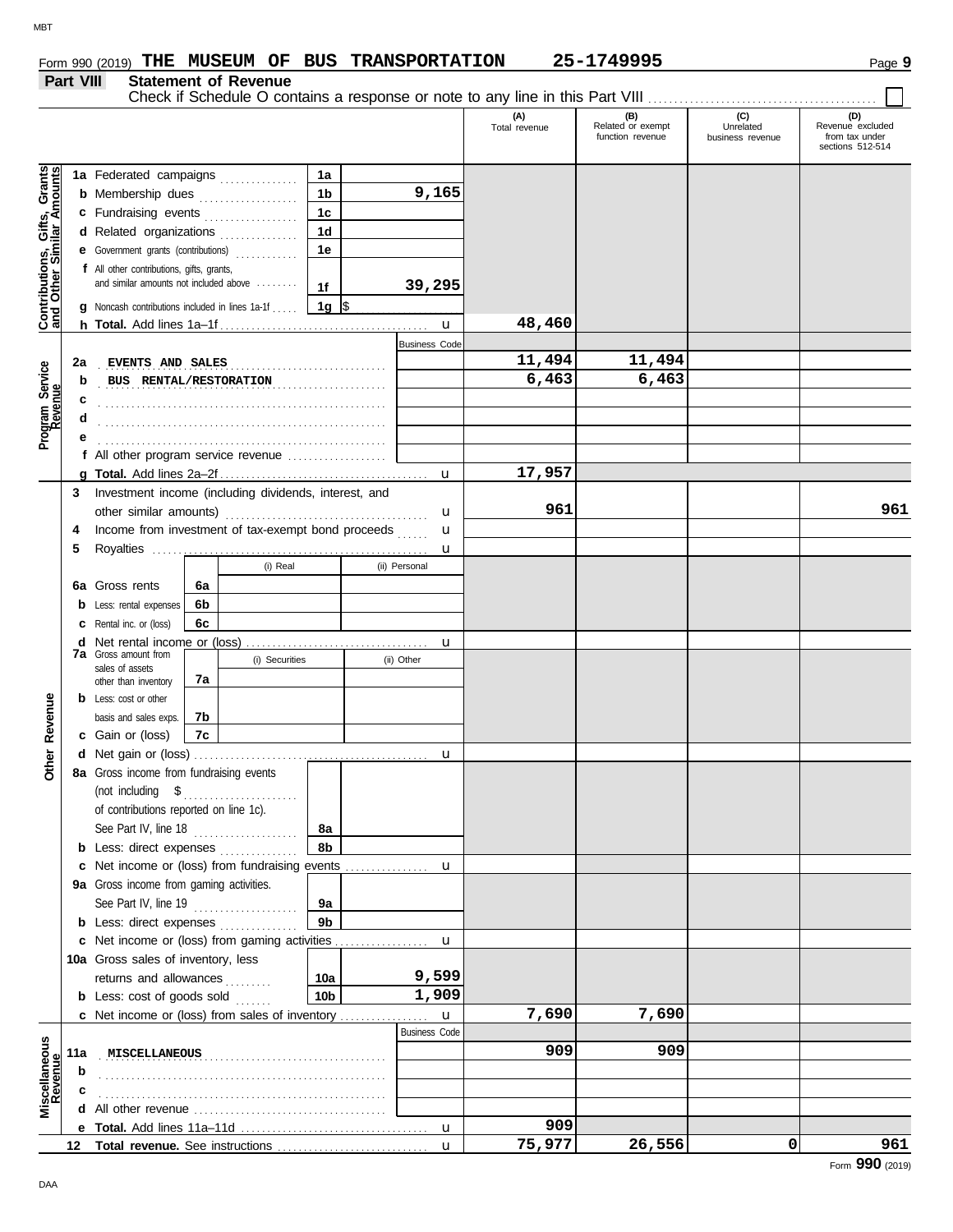Form 990 (2019) **THE MUSEUM OF BUS TRANSPORTATION** **25-1749995**

## Part VIII Statement of Revenue

Check if Schedule O contains a response or note to any line in this Part VIII ☐

| | | | | (A) Total revenue | (B) Related or exempt function revenue | (C) Unrelated business revenue | (D) Revenue excluded from tax under sections 512-514 |
|---|---|---|---|---|---|---|---|
| **Contributions, Gifts, Grants and Other Similar Amounts** | 1a Federated campaigns | 1a | | | | | |
| | b Membership dues | 1b | 9,165 | | | | |
| | c Fundraising events | 1c | | | | | |
| | d Related organizations | 1d | | | | | |
| | e Government grants (contributions) | 1e | | | | | |
| | f All other contributions, gifts, grants, and similar amounts not included above | 1f | 39,295 | | | | |
| | g Noncash contributions included in lines 1a-1f | 1g | $ | | | | |
| | h **Total.** Add lines 1a–1f | | | 48,460 | | | |
| **Program Service Revenue** | | | Business Code | | | | |
| | 2a EVENTS AND SALES | | | 11,494 | 11,494 | | |
| | b BUS RENTAL/RESTORATION | | | 6,463 | 6,463 | | |
| | c | | | | | | |
| | d | | | | | | |
| | e | | | | | | |
| | f All other program service revenue | | | | | | |
| | g **Total.** Add lines 2a–2f | | | 17,957 | | | |
| **Other Revenue** | 3 Investment income (including dividends, interest, and other similar amounts) | | | 961 | | | 961 |
| | 4 Income from investment of tax-exempt bond proceeds | | | | | | |
| | 5 Royalties | | | | | | |
| | | | (i) Real | (ii) Personal | | | |
| | 6a Gross rents | 6a | | | | | |
| | b Less: rental expenses | 6b | | | | | |
| | c Rental inc. or (loss) | 6c | | | | | |
| | d Net rental income or (loss) | | | | | | |
| | | | (i) Securities | (ii) Other | | | |
| | 7a Gross amount from sales of assets other than inventory | 7a | | | | | |
| | b Less: cost or other basis and sales exps. | 7b | | | | | |
| | c Gain or (loss) | 7c | | | | | |
| | d Net gain or (loss) | | | | | | |
| | 8a Gross income from fundraising events (not including $ of contributions reported on line 1c). See Part IV, line 18 | 8a | | | | | |
| | b Less: direct expenses | 8b | | | | | |
| | c Net income or (loss) from fundraising events | | | | | | |
| | 9a Gross income from gaming activities. See Part IV, line 19 | 9a | | | | | |
| | b Less: direct expenses | 9b | | | | | |
| | c Net income or (loss) from gaming activities | | | | | | |
| | 10a Gross sales of inventory, less returns and allowances | 10a | 9,599 | | | | |
| | b Less: cost of goods sold | 10b | 1,909 | | | | |
| | c Net income or (loss) from sales of inventory | | | 7,690 | 7,690 | | |
| **Miscellaneous Revenue** | | | Business Code | | | | |
| | 11a MISCELLANEOUS | | | 909 | 909 | | |
| | b | | | | | | |
| | c | | | | | | |
| | d All other revenue | | | | | | |
| | e **Total.** Add lines 11a–11d | | | 909 | | | |
| | 12 **Total revenue.** See instructions | | | 75,977 | 26,556 | 0 | 961 |

Form **990** (2019)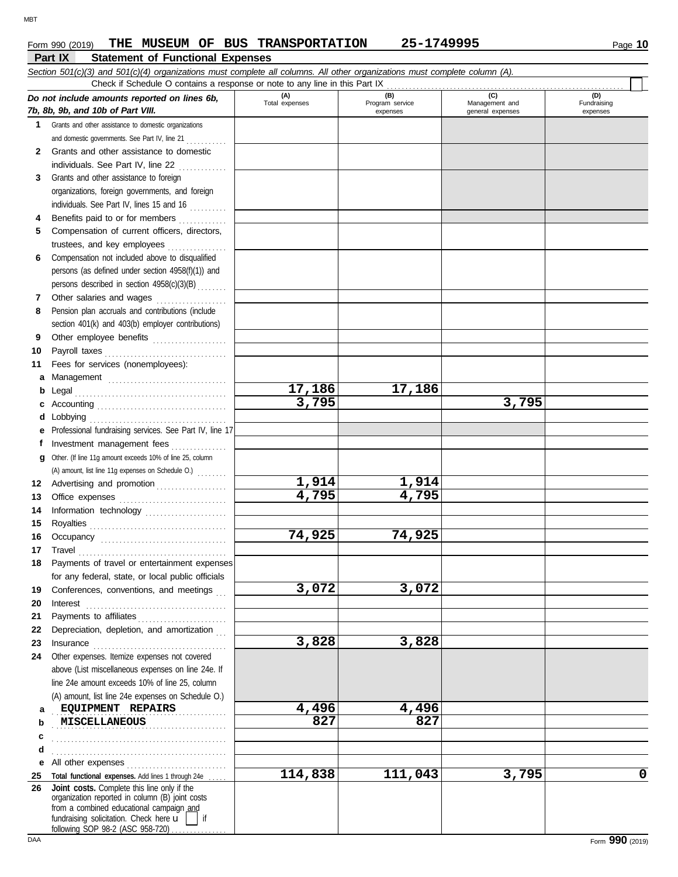Form 990 (2019) **THE MUSEUM OF BUS TRANSPORTATION** **25-1749995**

## Part IX Statement of Functional Expenses

*Section 501(c)(3) and 501(c)(4) organizations must complete all columns. All other organizations must complete column (A).*

Check if Schedule O contains a response or note to any line in this Part IX

| | *Do not include amounts reported on lines 6b, 7b, 8b, 9b, and 10b of Part VIII.* | (A) Total expenses | (B) Program service expenses | (C) Management and general expenses | (D) Fundraising expenses |
|---|---|---|---|---|---|
| 1 | Grants and other assistance to domestic organizations and domestic governments. See Part IV, line 21 | | | | |
| 2 | Grants and other assistance to domestic individuals. See Part IV, line 22 | | | | |
| 3 | Grants and other assistance to foreign organizations, foreign governments, and foreign individuals. See Part IV, lines 15 and 16 | | | | |
| 4 | Benefits paid to or for members | | | | |
| 5 | Compensation of current officers, directors, trustees, and key employees | | | | |
| 6 | Compensation not included above to disqualified persons (as defined under section 4958(f)(1)) and persons described in section 4958(c)(3)(B) | | | | |
| 7 | Other salaries and wages | | | | |
| 8 | Pension plan accruals and contributions (include section 401(k) and 403(b) employer contributions) | | | | |
| 9 | Other employee benefits | | | | |
| 10 | Payroll taxes | | | | |
| 11 | Fees for services (nonemployees): | | | | |
| a | Management | | | | |
| b | Legal | 17,186 | 17,186 | | |
| c | Accounting | 3,795 | | 3,795 | |
| d | Lobbying | | | | |
| e | Professional fundraising services. See Part IV, line 17 | | | | |
| f | Investment management fees | | | | |
| g | Other. (If line 11g amount exceeds 10% of line 25, column (A) amount, list line 11g expenses on Schedule O.) | | | | |
| 12 | Advertising and promotion | 1,914 | 1,914 | | |
| 13 | Office expenses | 4,795 | 4,795 | | |
| 14 | Information technology | | | | |
| 15 | Royalties | | | | |
| 16 | Occupancy | 74,925 | 74,925 | | |
| 17 | Travel | | | | |
| 18 | Payments of travel or entertainment expenses for any federal, state, or local public officials | | | | |
| 19 | Conferences, conventions, and meetings | 3,072 | 3,072 | | |
| 20 | Interest | | | | |
| 21 | Payments to affiliates | | | | |
| 22 | Depreciation, depletion, and amortization | | | | |
| 23 | Insurance | 3,828 | 3,828 | | |
| 24 | Other expenses. Itemize expenses not covered above (List miscellaneous expenses on line 24e. If line 24e amount exceeds 10% of line 25, column (A) amount, list line 24e expenses on Schedule O.) | | | | |
| a | EQUIPMENT REPAIRS | 4,496 | 4,496 | | |
| b | MISCELLANEOUS | 827 | 827 | | |
| c | | | | | |
| d | | | | | |
| e | All other expenses | | | | |
| 25 | **Total functional expenses.** Add lines 1 through 24e | 114,838 | 111,043 | 3,795 | 0 |
| 26 | **Joint costs.** Complete this line only if the organization reported in column (B) joint costs from a combined educational campaign and fundraising solicitation. Check here ☐ if following SOP 98-2 (ASC 958-720) | | | | |

Form **990** (2019)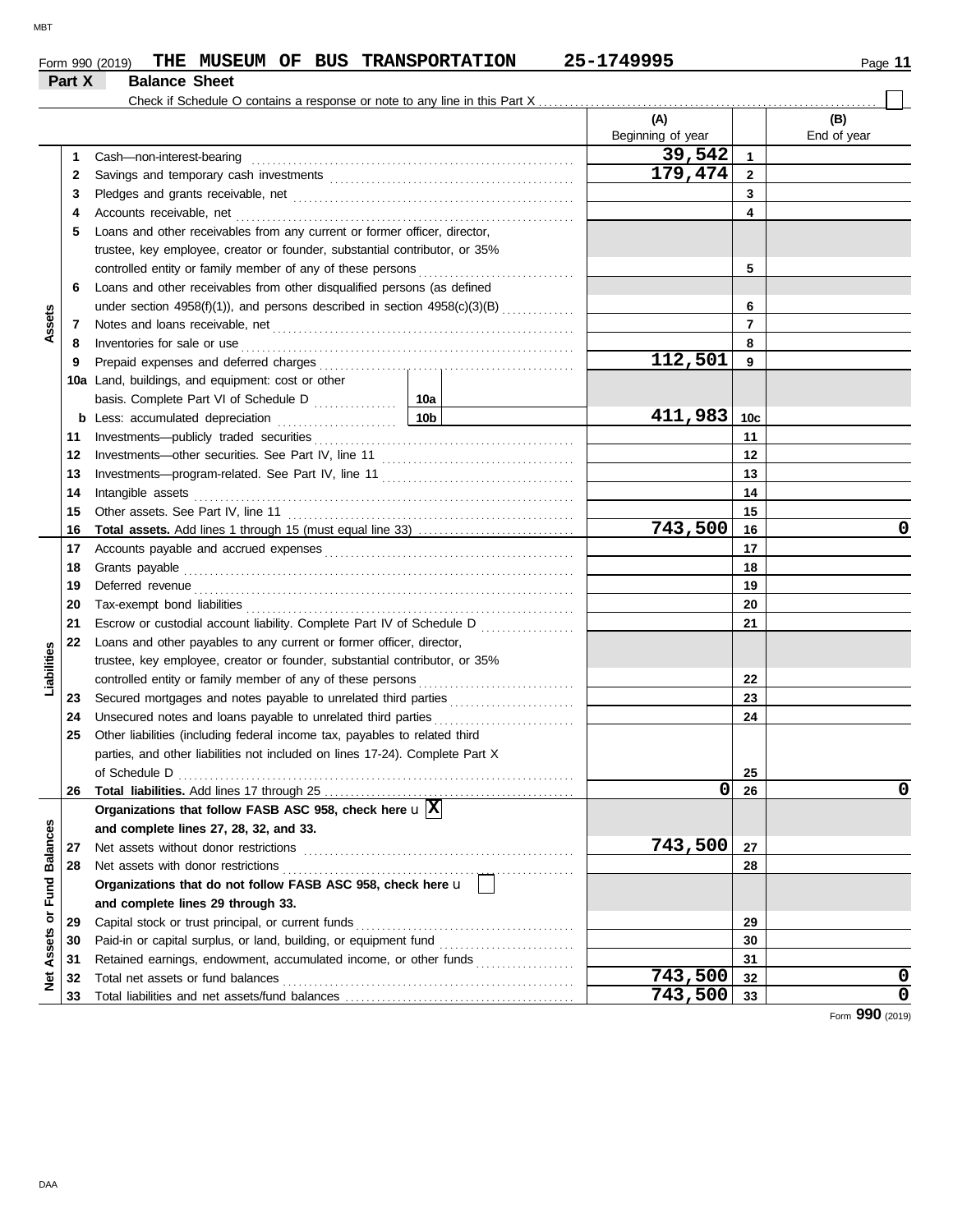Form 990 (2019) THE MUSEUM OF BUS TRANSPORTATION 25-1749995

## Part X Balance Sheet

Check if Schedule O contains a response or note to any line in this Part X ☐

| | | | | (A) Beginning of year | | (B) End of year |
|---|---|---|---|---|---|---|
| **Assets** | 1 | Cash—non-interest-bearing | | 39,542 | 1 | |
| | 2 | Savings and temporary cash investments | | 179,474 | 2 | |
| | 3 | Pledges and grants receivable, net | | | 3 | |
| | 4 | Accounts receivable, net | | | 4 | |
| | 5 | Loans and other receivables from any current or former officer, director, trustee, key employee, creator or founder, substantial contributor, or 35% controlled entity or family member of any of these persons | | | 5 | |
| | 6 | Loans and other receivables from other disqualified persons (as defined under section 4958(f)(1)), and persons described in section 4958(c)(3)(B) | | | 6 | |
| | 7 | Notes and loans receivable, net | | | 7 | |
| | 8 | Inventories for sale or use | | | 8 | |
| | 9 | Prepaid expenses and deferred charges | | 112,501 | 9 | |
| | 10a | Land, buildings, and equipment: cost or other basis. Complete Part VI of Schedule D | 10a | | | |
| | b | Less: accumulated depreciation | 10b | 411,983 | 10c | |
| | 11 | Investments—publicly traded securities | | | 11 | |
| | 12 | Investments—other securities. See Part IV, line 11 | | | 12 | |
| | 13 | Investments—program-related. See Part IV, line 11 | | | 13 | |
| | 14 | Intangible assets | | | 14 | |
| | 15 | Other assets. See Part IV, line 11 | | | 15 | |
| | 16 | **Total assets.** Add lines 1 through 15 (must equal line 33) | | 743,500 | 16 | 0 |
| **Liabilities** | 17 | Accounts payable and accrued expenses | | | 17 | |
| | 18 | Grants payable | | | 18 | |
| | 19 | Deferred revenue | | | 19 | |
| | 20 | Tax-exempt bond liabilities | | | 20 | |
| | 21 | Escrow or custodial account liability. Complete Part IV of Schedule D | | | 21 | |
| | 22 | Loans and other payables to any current or former officer, director, trustee, key employee, creator or founder, substantial contributor, or 35% controlled entity or family member of any of these persons | | | 22 | |
| | 23 | Secured mortgages and notes payable to unrelated third parties | | | 23 | |
| | 24 | Unsecured notes and loans payable to unrelated third parties | | | 24 | |
| | 25 | Other liabilities (including federal income tax, payables to related third parties, and other liabilities not included on lines 17-24). Complete Part X of Schedule D | | | 25 | |
| | 26 | **Total liabilities.** Add lines 17 through 25 | | 0 | 26 | 0 |
| **Net Assets or Fund Balances** | | **Organizations that follow FASB ASC 958, check here** ☒ **and complete lines 27, 28, 32, and 33.** | | | | |
| | 27 | Net assets without donor restrictions | | 743,500 | 27 | |
| | 28 | Net assets with donor restrictions | | | 28 | |
| | | **Organizations that do not follow FASB ASC 958, check here** ☐ **and complete lines 29 through 33.** | | | | |
| | 29 | Capital stock or trust principal, or current funds | | | 29 | |
| | 30 | Paid-in or capital surplus, or land, building, or equipment fund | | | 30 | |
| | 31 | Retained earnings, endowment, accumulated income, or other funds | | | 31 | |
| | 32 | Total net assets or fund balances | | 743,500 | 32 | 0 |
| | 33 | Total liabilities and net assets/fund balances | | 743,500 | 33 | 0 |

Form 990 (2019)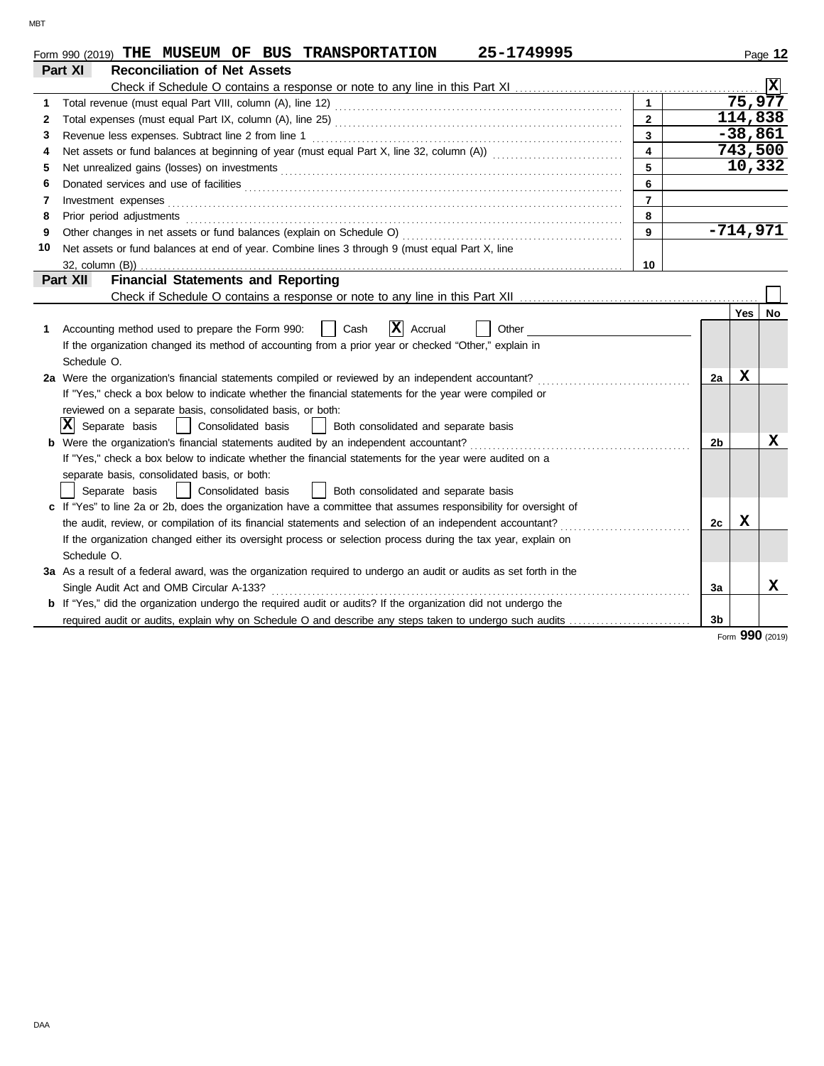Form 990 (2019) **THE MUSEUM OF BUS TRANSPORTATION 25-1749995**

## Part XI Reconciliation of Net Assets

Check if Schedule O contains a response or note to any line in this Part XI ..... [X]

| | | | |
|---|---|---|---|
| 1 | Total revenue (must equal Part VIII, column (A), line 12) | 1 | 75,977 |
| 2 | Total expenses (must equal Part IX, column (A), line 25) | 2 | 114,838 |
| 3 | Revenue less expenses. Subtract line 2 from line 1 | 3 | -38,861 |
| 4 | Net assets or fund balances at beginning of year (must equal Part X, line 32, column (A)) | 4 | 743,500 |
| 5 | Net unrealized gains (losses) on investments | 5 | 10,332 |
| 6 | Donated services and use of facilities | 6 | |
| 7 | Investment expenses | 7 | |
| 8 | Prior period adjustments | 8 | |
| 9 | Other changes in net assets or fund balances (explain on Schedule O) | 9 | -714,971 |
| 10 | Net assets or fund balances at end of year. Combine lines 3 through 9 (must equal Part X, line 32, column (B)) | 10 | |

## Part XII Financial Statements and Reporting

Check if Schedule O contains a response or note to any line in this Part XII ..... [ ]

| | | | Yes | No |
|---|---|---|---|---|
| 1 | Accounting method used to prepare the Form 990: [ ] Cash [X] Accrual [ ] Other<br>If the organization changed its method of accounting from a prior year or checked "Other," explain in Schedule O. | | | |
| 2a | Were the organization's financial statements compiled or reviewed by an independent accountant?<br>If "Yes," check a box below to indicate whether the financial statements for the year were compiled or reviewed on a separate basis, consolidated basis, or both:<br>[X] Separate basis [ ] Consolidated basis [ ] Both consolidated and separate basis | 2a | X | |
| b | Were the organization's financial statements audited by an independent accountant?<br>If "Yes," check a box below to indicate whether the financial statements for the year were audited on a separate basis, consolidated basis, or both:<br>[ ] Separate basis [ ] Consolidated basis [ ] Both consolidated and separate basis | 2b | | X |
| c | If "Yes" to line 2a or 2b, does the organization have a committee that assumes responsibility for oversight of the audit, review, or compilation of its financial statements and selection of an independent accountant?<br>If the organization changed either its oversight process or selection process during the tax year, explain on Schedule O. | 2c | X | |
| 3a | As a result of a federal award, was the organization required to undergo an audit or audits as set forth in the Single Audit Act and OMB Circular A-133? | 3a | | X |
| b | If "Yes," did the organization undergo the required audit or audits? If the organization did not undergo the required audit or audits, explain why on Schedule O and describe any steps taken to undergo such audits | 3b | | |

Form **990** (2019)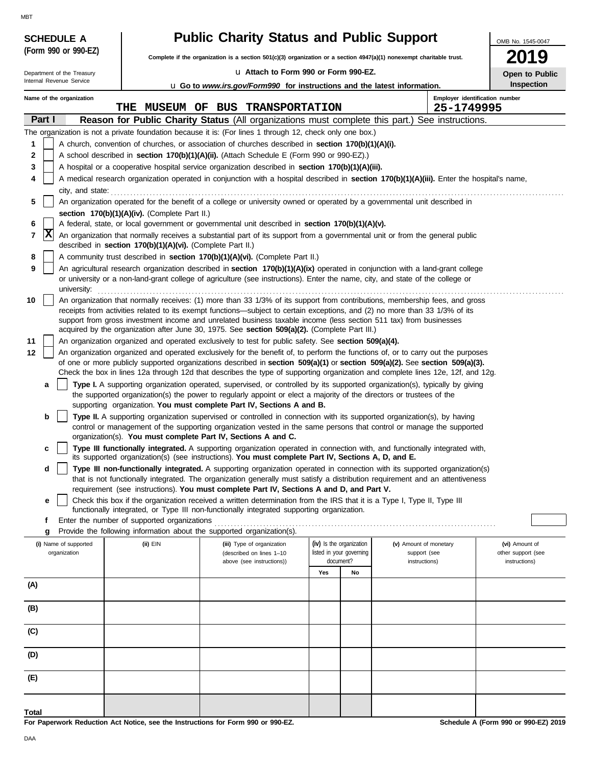MBT

**SCHEDULE A**
**(Form 990 or 990-EZ)**

Department of the Treasury
Internal Revenue Service

# Public Charity Status and Public Support

**Complete if the organization is a section 501(c)(3) organization or a section 4947(a)(1) nonexempt charitable trust.**

u Attach to Form 990 or Form 990-EZ.

u Go to *www.irs.gov/Form990* for instructions and the latest information.

OMB No. 1545-0047

**2019**

**Open to Public Inspection**

Name of the organization: THE MUSEUM OF BUS TRANSPORTATION

Employer identification number: 25-1749995

## Part I — Reason for Public Charity Status (All organizations must complete this part.) See instructions.

The organization is not a private foundation because it is: (For lines 1 through 12, check only one box.)

1. [ ] A church, convention of churches, or association of churches described in **section 170(b)(1)(A)(i).**
2. [ ] A school described in **section 170(b)(1)(A)(ii).** (Attach Schedule E (Form 990 or 990-EZ).)
3. [ ] A hospital or a cooperative hospital service organization described in **section 170(b)(1)(A)(iii).**
4. [ ] A medical research organization operated in conjunction with a hospital described in **section 170(b)(1)(A)(iii).** Enter the hospital's name, city, and state:
5. [ ] An organization operated for the benefit of a college or university owned or operated by a governmental unit described in **section 170(b)(1)(A)(iv).** (Complete Part II.)
6. [ ] A federal, state, or local government or governmental unit described in **section 170(b)(1)(A)(v).**
7. [X] An organization that normally receives a substantial part of its support from a governmental unit or from the general public described in **section 170(b)(1)(A)(vi).** (Complete Part II.)
8. [ ] A community trust described in **section 170(b)(1)(A)(vi).** (Complete Part II.)
9. [ ] An agricultural research organization described in **section 170(b)(1)(A)(ix)** operated in conjunction with a land-grant college or university or a non-land-grant college of agriculture (see instructions). Enter the name, city, and state of the college or university:
10. [ ] An organization that normally receives: (1) more than 33 1/3% of its support from contributions, membership fees, and gross receipts from activities related to its exempt functions—subject to certain exceptions, and (2) no more than 33 1/3% of its support from gross investment income and unrelated business taxable income (less section 511 tax) from businesses acquired by the organization after June 30, 1975. See **section 509(a)(2).** (Complete Part III.)
11. [ ] An organization organized and operated exclusively to test for public safety. See **section 509(a)(4).**
12. [ ] An organization organized and operated exclusively for the benefit of, to perform the functions of, or to carry out the purposes of one or more publicly supported organizations described in **section 509(a)(1)** or **section 509(a)(2).** See **section 509(a)(3).** Check the box in lines 12a through 12d that describes the type of supporting organization and complete lines 12e, 12f, and 12g.
   - **a** [ ] **Type I.** A supporting organization operated, supervised, or controlled by its supported organization(s), typically by giving the supported organization(s) the power to regularly appoint or elect a majority of the directors or trustees of the supporting organization. **You must complete Part IV, Sections A and B.**
   - **b** [ ] **Type II.** A supporting organization supervised or controlled in connection with its supported organization(s), by having control or management of the supporting organization vested in the same persons that control or manage the supported organization(s). **You must complete Part IV, Sections A and C.**
   - **c** [ ] **Type III functionally integrated.** A supporting organization operated in connection with, and functionally integrated with, its supported organization(s) (see instructions). **You must complete Part IV, Sections A, D, and E.**
   - **d** [ ] **Type III non-functionally integrated.** A supporting organization operated in connection with its supported organization(s) that is not functionally integrated. The organization generally must satisfy a distribution requirement and an attentiveness requirement (see instructions). **You must complete Part IV, Sections A and D, and Part V.**
   - **e** [ ] Check this box if the organization received a written determination from the IRS that it is a Type I, Type II, Type III functionally integrated, or Type III non-functionally integrated supporting organization.
   - **f** Enter the number of supported organizations
   - **g** Provide the following information about the supported organization(s).

| (i) Name of supported organization | (ii) EIN | (iii) Type of organization (described on lines 1–10 above (see instructions)) | (iv) Is the organization listed in your governing document? Yes | No | (v) Amount of monetary support (see instructions) | (vi) Amount of other support (see instructions) |
|---|---|---|---|---|---|---|
| (A) | | | | | | |
| (B) | | | | | | |
| (C) | | | | | | |
| (D) | | | | | | |
| (E) | | | | | | |
| Total | | | | | | |

**For Paperwork Reduction Act Notice, see the Instructions for Form 990 or 990-EZ.** **Schedule A (Form 990 or 990-EZ) 2019**

DAA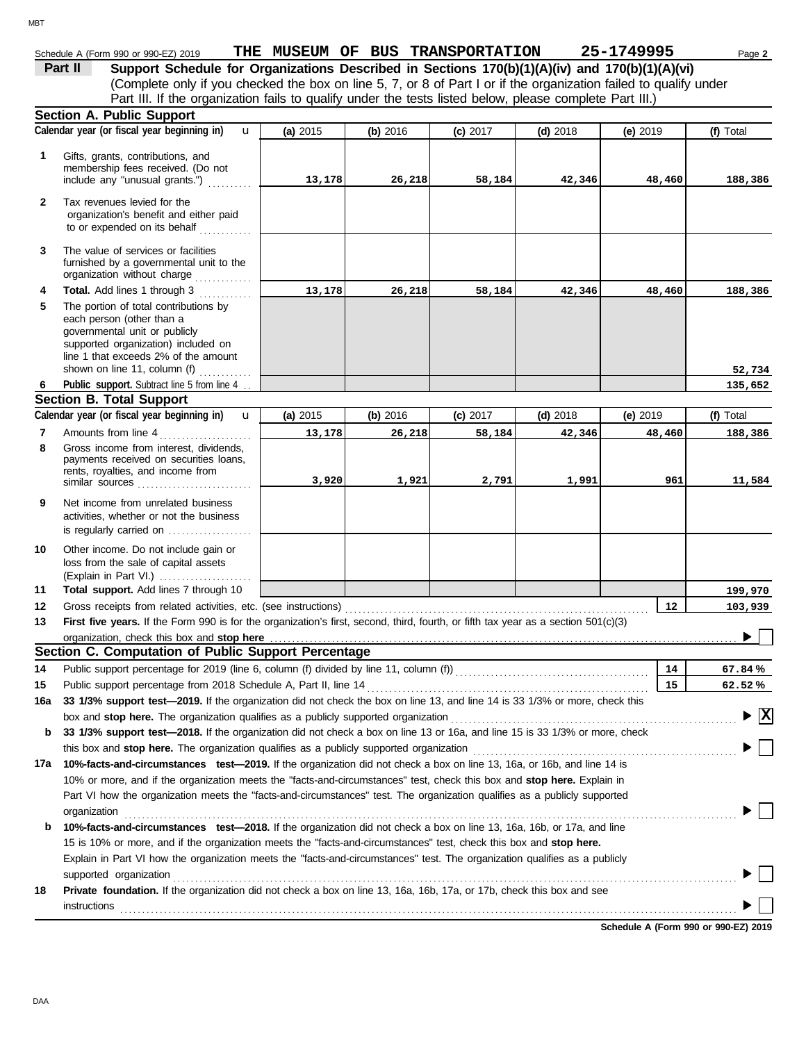Schedule A (Form 990 or 990-EZ) 2019 **THE MUSEUM OF BUS TRANSPORTATION 25-1749995** Page **2**

## Part II Support Schedule for Organizations Described in Sections 170(b)(1)(A)(iv) and 170(b)(1)(A)(vi)

(Complete only if you checked the box on line 5, 7, or 8 of Part I or if the organization failed to qualify under Part III. If the organization fails to qualify under the tests listed below, please complete Part III.)

### Section A. Public Support

| Calendar year (or fiscal year beginning in) | (a) 2015 | (b) 2016 | (c) 2017 | (d) 2018 | (e) 2019 | (f) Total |
|---|---|---|---|---|---|---|
| 1 Gifts, grants, contributions, and membership fees received. (Do not include any "unusual grants.") | 13,178 | 26,218 | 58,184 | 42,346 | 48,460 | 188,386 |
| 2 Tax revenues levied for the organization's benefit and either paid to or expended on its behalf | | | | | | |
| 3 The value of services or facilities furnished by a governmental unit to the organization without charge | | | | | | |
| 4 **Total.** Add lines 1 through 3 | 13,178 | 26,218 | 58,184 | 42,346 | 48,460 | 188,386 |
| 5 The portion of total contributions by each person (other than a governmental unit or publicly supported organization) included on line 1 that exceeds 2% of the amount shown on line 11, column (f) | | | | | | 52,734 |
| 6 **Public support.** Subtract line 5 from line 4 | | | | | | 135,652 |

### Section B. Total Support

| Calendar year (or fiscal year beginning in) | (a) 2015 | (b) 2016 | (c) 2017 | (d) 2018 | (e) 2019 | (f) Total |
|---|---|---|---|---|---|---|
| 7 Amounts from line 4 | 13,178 | 26,218 | 58,184 | 42,346 | 48,460 | 188,386 |
| 8 Gross income from interest, dividends, payments received on securities loans, rents, royalties, and income from similar sources | 3,920 | 1,921 | 2,791 | 1,991 | 961 | 11,584 |
| 9 Net income from unrelated business activities, whether or not the business is regularly carried on | | | | | | |
| 10 Other income. Do not include gain or loss from the sale of capital assets (Explain in Part VI.) | | | | | | |
| 11 **Total support.** Add lines 7 through 10 | | | | | | 199,970 |

12 Gross receipts from related activities, etc. (see instructions) — **12** — 103,939

13 **First five years.** If the Form 990 is for the organization's first, second, third, fourth, or fifth tax year as a section 501(c)(3) organization, check this box and **stop here** ☐

### Section C. Computation of Public Support Percentage

14 Public support percentage for 2019 (line 6, column (f) divided by line 11, column (f)) — **14** — 67.84 %

15 Public support percentage from 2018 Schedule A, Part II, line 14 — **15** — 62.52 %

16a **33 1/3% support test—2019.** If the organization did not check the box on line 13, and line 14 is 33 1/3% or more, check this box and **stop here.** The organization qualifies as a publicly supported organization ☒

b **33 1/3% support test—2018.** If the organization did not check a box on line 13 or 16a, and line 15 is 33 1/3% or more, check this box and **stop here.** The organization qualifies as a publicly supported organization ☐

17a **10%-facts-and-circumstances test—2019.** If the organization did not check a box on line 13, 16a, or 16b, and line 14 is 10% or more, and if the organization meets the "facts-and-circumstances" test, check this box and **stop here.** Explain in Part VI how the organization meets the "facts-and-circumstances" test. The organization qualifies as a publicly supported organization ☐

b **10%-facts-and-circumstances test—2018.** If the organization did not check a box on line 13, 16a, 16b, or 17a, and line 15 is 10% or more, and if the organization meets the "facts-and-circumstances" test, check this box and **stop here.** Explain in Part VI how the organization meets the "facts-and-circumstances" test. The organization qualifies as a publicly supported organization ☐

18 **Private foundation.** If the organization did not check a box on line 13, 16a, 16b, 17a, or 17b, check this box and see instructions ☐

**Schedule A (Form 990 or 990-EZ) 2019**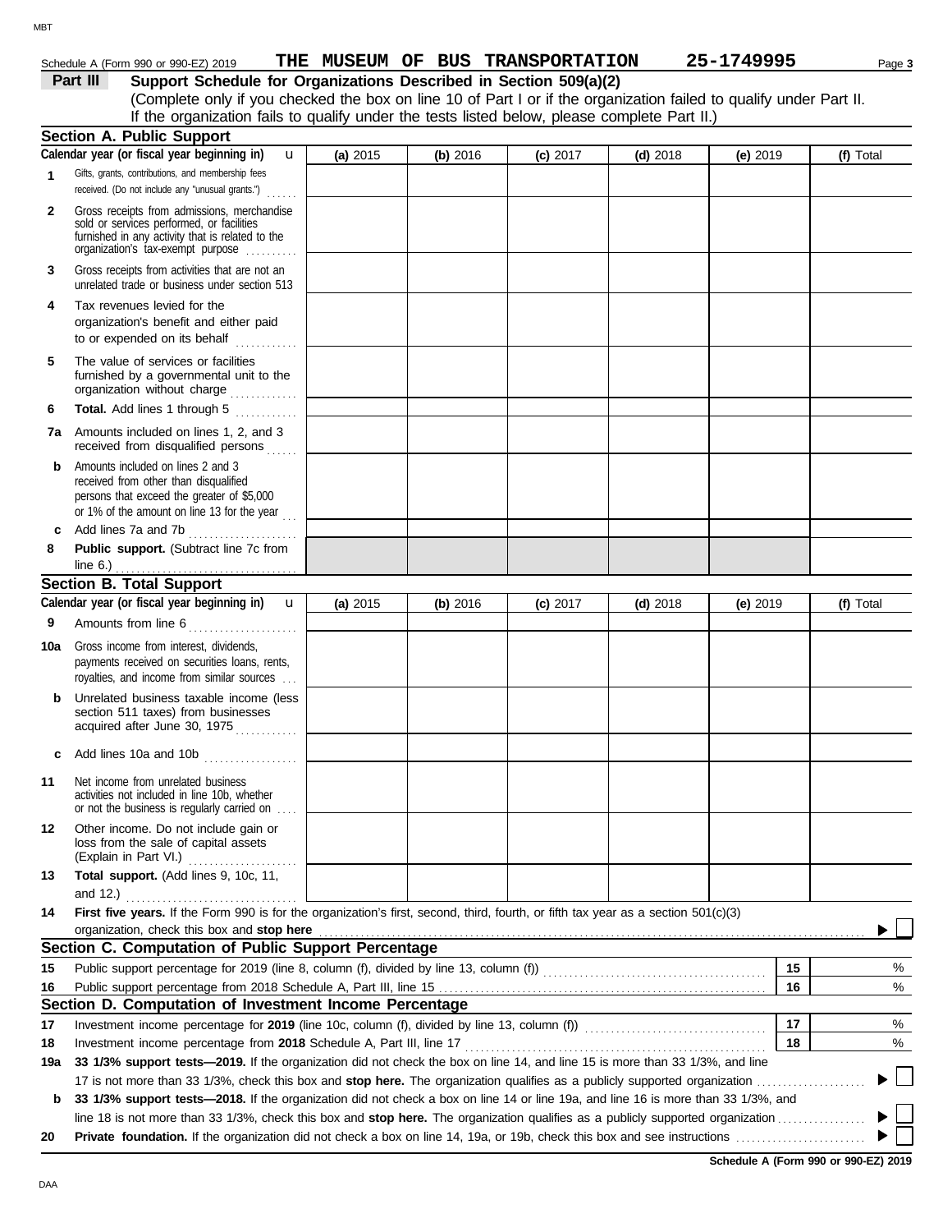Schedule A (Form 990 or 990-EZ) 2019 **THE MUSEUM OF BUS TRANSPORTATION** 25-1749995

## Part III Support Schedule for Organizations Described in Section 509(a)(2)

(Complete only if you checked the box on line 10 of Part I or if the organization failed to qualify under Part II. If the organization fails to qualify under the tests listed below, please complete Part II.)

### Section A. Public Support

| Calendar year (or fiscal year beginning in) | (a) 2015 | (b) 2016 | (c) 2017 | (d) 2018 | (e) 2019 | (f) Total |
|---|---|---|---|---|---|---|
| 1 Gifts, grants, contributions, and membership fees received. (Do not include any "unusual grants.") | | | | | | |
| 2 Gross receipts from admissions, merchandise sold or services performed, or facilities furnished in any activity that is related to the organization's tax-exempt purpose | | | | | | |
| 3 Gross receipts from activities that are not an unrelated trade or business under section 513 | | | | | | |
| 4 Tax revenues levied for the organization's benefit and either paid to or expended on its behalf | | | | | | |
| 5 The value of services or facilities furnished by a governmental unit to the organization without charge | | | | | | |
| 6 **Total.** Add lines 1 through 5 | | | | | | |
| 7a Amounts included on lines 1, 2, and 3 received from disqualified persons | | | | | | |
| b Amounts included on lines 2 and 3 received from other than disqualified persons that exceed the greater of $5,000 or 1% of the amount on line 13 for the year | | | | | | |
| c Add lines 7a and 7b | | | | | | |
| 8 **Public support.** (Subtract line 7c from line 6.) | | | | | | |

### Section B. Total Support

| Calendar year (or fiscal year beginning in) | (a) 2015 | (b) 2016 | (c) 2017 | (d) 2018 | (e) 2019 | (f) Total |
|---|---|---|---|---|---|---|
| 9 Amounts from line 6 | | | | | | |
| 10a Gross income from interest, dividends, payments received on securities loans, rents, royalties, and income from similar sources | | | | | | |
| b Unrelated business taxable income (less section 511 taxes) from businesses acquired after June 30, 1975 | | | | | | |
| c Add lines 10a and 10b | | | | | | |
| 11 Net income from unrelated business activities not included in line 10b, whether or not the business is regularly carried on | | | | | | |
| 12 Other income. Do not include gain or loss from the sale of capital assets (Explain in Part VI.) | | | | | | |
| 13 **Total support.** (Add lines 9, 10c, 11, and 12.) | | | | | | |

**14 First five years.** If the Form 990 is for the organization's first, second, third, fourth, or fifth tax year as a section 501(c)(3) organization, check this box and **stop here** ☐

### Section C. Computation of Public Support Percentage

| | | | |
|---|---|---|---|
| 15 | Public support percentage for 2019 (line 8, column (f), divided by line 13, column (f)) | 15 | % |
| 16 | Public support percentage from 2018 Schedule A, Part III, line 15 | 16 | % |

### Section D. Computation of Investment Income Percentage

| | | | |
|---|---|---|---|
| 17 | Investment income percentage for **2019** (line 10c, column (f), divided by line 13, column (f)) | 17 | % |
| 18 | Investment income percentage from **2018** Schedule A, Part III, line 17 | 18 | % |

**19a 33 1/3% support tests—2019.** If the organization did not check the box on line 14, and line 15 is more than 33 1/3%, and line 17 is not more than 33 1/3%, check this box and **stop here.** The organization qualifies as a publicly supported organization ☐

**b 33 1/3% support tests—2018.** If the organization did not check a box on line 14 or line 19a, and line 16 is more than 33 1/3%, and line 18 is not more than 33 1/3%, check this box and **stop here.** The organization qualifies as a publicly supported organization ☐

**20 Private foundation.** If the organization did not check a box on line 14, 19a, or 19b, check this box and see instructions ☐

**Schedule A (Form 990 or 990-EZ) 2019**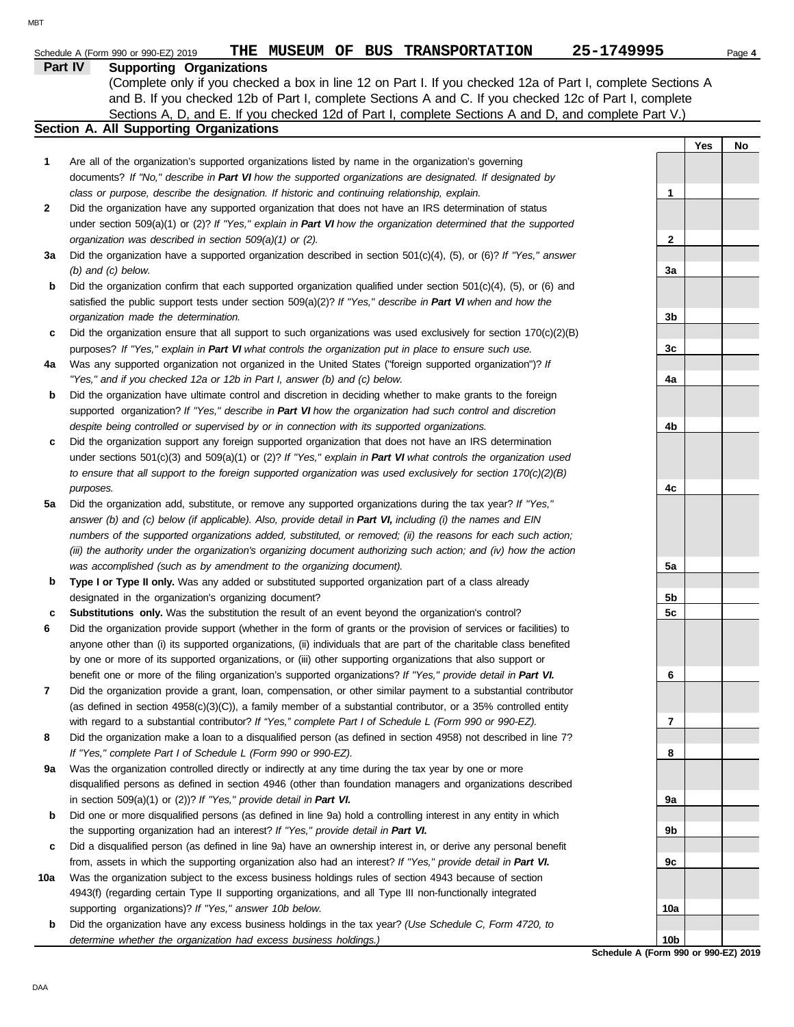Schedule A (Form 990 or 990-EZ) 2019 **THE MUSEUM OF BUS TRANSPORTATION 25-1749995**

## Part IV Supporting Organizations

(Complete only if you checked a box in line 12 on Part I. If you checked 12a of Part I, complete Sections A and B. If you checked 12b of Part I, complete Sections A and C. If you checked 12c of Part I, complete Sections A, D, and E. If you checked 12d of Part I, complete Sections A and D, and complete Part V.)

### Section A. All Supporting Organizations

| | | | Yes | No |
|---|---|---|---|---|
| **1** | Are all of the organization's supported organizations listed by name in the organization's governing documents? *If "No," describe in **Part VI** how the supported organizations are designated. If designated by class or purpose, describe the designation. If historic and continuing relationship, explain.* | 1 | | |
| **2** | Did the organization have any supported organization that does not have an IRS determination of status under section 509(a)(1) or (2)? *If "Yes," explain in **Part VI** how the organization determined that the supported organization was described in section 509(a)(1) or (2).* | 2 | | |
| **3a** | Did the organization have a supported organization described in section 501(c)(4), (5), or (6)? *If "Yes," answer (b) and (c) below.* | 3a | | |
| **b** | Did the organization confirm that each supported organization qualified under section 501(c)(4), (5), or (6) and satisfied the public support tests under section 509(a)(2)? *If "Yes," describe in **Part VI** when and how the organization made the determination.* | 3b | | |
| **c** | Did the organization ensure that all support to such organizations was used exclusively for section 170(c)(2)(B) purposes? *If "Yes," explain in **Part VI** what controls the organization put in place to ensure such use.* | 3c | | |
| **4a** | Was any supported organization not organized in the United States ("foreign supported organization")? *If "Yes," and if you checked 12a or 12b in Part I, answer (b) and (c) below.* | 4a | | |
| **b** | Did the organization have ultimate control and discretion in deciding whether to make grants to the foreign supported organization? *If "Yes," describe in **Part VI** how the organization had such control and discretion despite being controlled or supervised by or in connection with its supported organizations.* | 4b | | |
| **c** | Did the organization support any foreign supported organization that does not have an IRS determination under sections 501(c)(3) and 509(a)(1) or (2)? *If "Yes," explain in **Part VI** what controls the organization used to ensure that all support to the foreign supported organization was used exclusively for section 170(c)(2)(B) purposes.* | 4c | | |
| **5a** | Did the organization add, substitute, or remove any supported organizations during the tax year? *If "Yes," answer (b) and (c) below (if applicable). Also, provide detail in **Part VI,** including (i) the names and EIN numbers of the supported organizations added, substituted, or removed; (ii) the reasons for each such action; (iii) the authority under the organization's organizing document authorizing such action; and (iv) how the action was accomplished (such as by amendment to the organizing document).* | 5a | | |
| **b** | **Type I or Type II only.** Was any added or substituted supported organization part of a class already designated in the organization's organizing document? | 5b | | |
| **c** | **Substitutions only.** Was the substitution the result of an event beyond the organization's control? | 5c | | |
| **6** | Did the organization provide support (whether in the form of grants or the provision of services or facilities) to anyone other than (i) its supported organizations, (ii) individuals that are part of the charitable class benefited by one or more of its supported organizations, or (iii) other supporting organizations that also support or benefit one or more of the filing organization's supported organizations? *If "Yes," provide detail in **Part VI.*** | 6 | | |
| **7** | Did the organization provide a grant, loan, compensation, or other similar payment to a substantial contributor (as defined in section 4958(c)(3)(C)), a family member of a substantial contributor, or a 35% controlled entity with regard to a substantial contributor? *If "Yes," complete Part I of Schedule L (Form 990 or 990-EZ).* | 7 | | |
| **8** | Did the organization make a loan to a disqualified person (as defined in section 4958) not described in line 7? *If "Yes," complete Part I of Schedule L (Form 990 or 990-EZ).* | 8 | | |
| **9a** | Was the organization controlled directly or indirectly at any time during the tax year by one or more disqualified persons as defined in section 4946 (other than foundation managers and organizations described in section 509(a)(1) or (2))? *If "Yes," provide detail in **Part VI.*** | 9a | | |
| **b** | Did one or more disqualified persons (as defined in line 9a) hold a controlling interest in any entity in which the supporting organization had an interest? *If "Yes," provide detail in **Part VI.*** | 9b | | |
| **c** | Did a disqualified person (as defined in line 9a) have an ownership interest in, or derive any personal benefit from, assets in which the supporting organization also had an interest? *If "Yes," provide detail in **Part VI.*** | 9c | | |
| **10a** | Was the organization subject to the excess business holdings rules of section 4943 because of section 4943(f) (regarding certain Type II supporting organizations, and all Type III non-functionally integrated supporting organizations)? *If "Yes," answer 10b below.* | 10a | | |
| **b** | Did the organization have any excess business holdings in the tax year? *(Use Schedule C, Form 4720, to determine whether the organization had excess business holdings.)* | 10b | | |

**Schedule A (Form 990 or 990-EZ) 2019**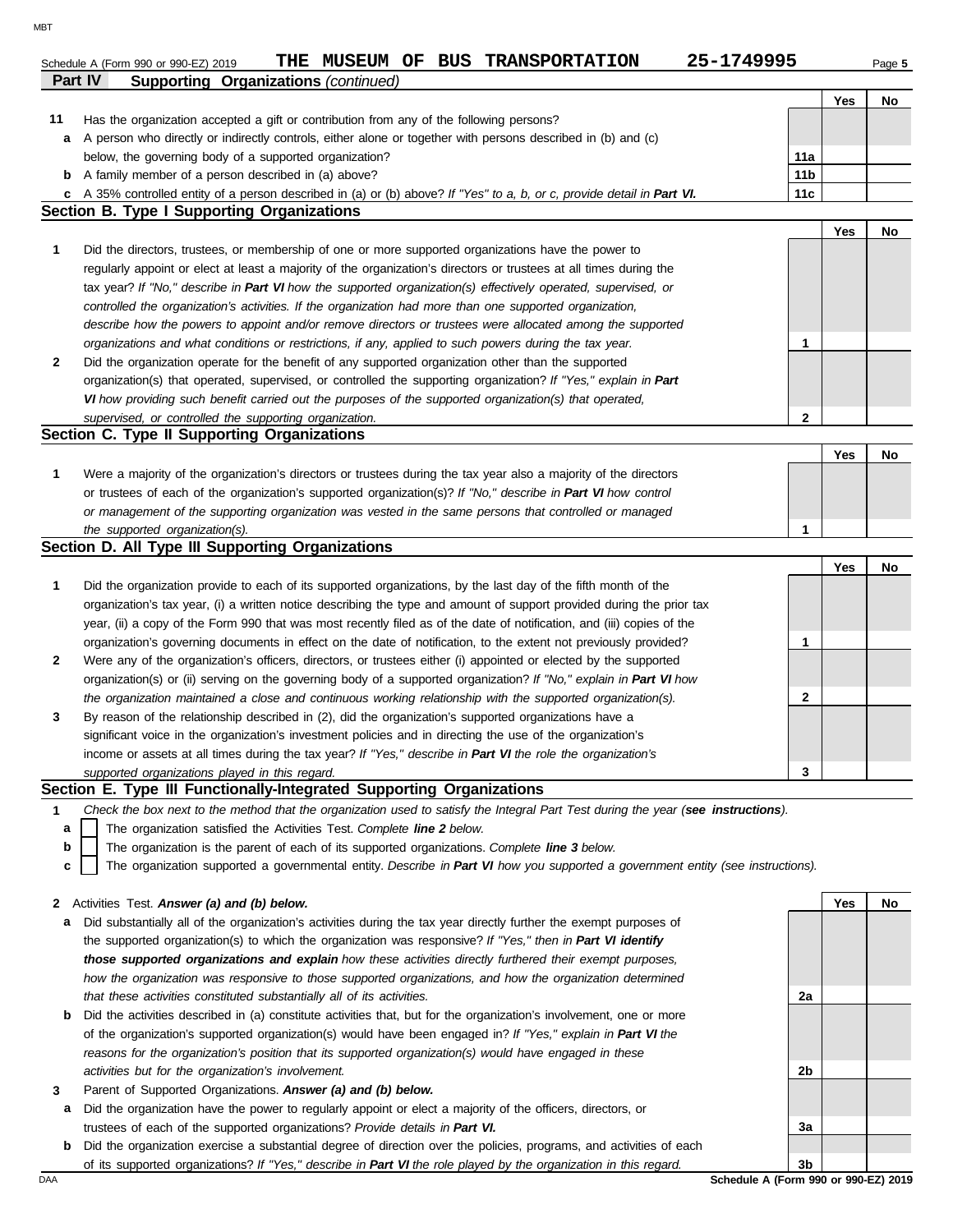Schedule A (Form 990 or 990-EZ) 2019 **THE MUSEUM OF BUS TRANSPORTATION 25-1749995**

## Part IV Supporting Organizations *(continued)*

| | | | Yes | No |
|---|---|---|---|---|
| **11** | Has the organization accepted a gift or contribution from any of the following persons? | | | |
| **a** | A person who directly or indirectly controls, either alone or together with persons described in (b) and (c) below, the governing body of a supported organization? | **11a** | | |
| **b** | A family member of a person described in (a) above? | **11b** | | |
| **c** | A 35% controlled entity of a person described in (a) or (b) above? *If "Yes" to a, b, or c, provide detail in* ***Part VI.*** | **11c** | | |

### Section B. Type I Supporting Organizations

| | | | Yes | No |
|---|---|---|---|---|
| **1** | Did the directors, trustees, or membership of one or more supported organizations have the power to regularly appoint or elect at least a majority of the organization's directors or trustees at all times during the tax year? *If "No," describe in* ***Part VI*** *how the supported organization(s) effectively operated, supervised, or controlled the organization's activities. If the organization had more than one supported organization, describe how the powers to appoint and/or remove directors or trustees were allocated among the supported organizations and what conditions or restrictions, if any, applied to such powers during the tax year.* | **1** | | |
| **2** | Did the organization operate for the benefit of any supported organization other than the supported organization(s) that operated, supervised, or controlled the supporting organization? *If "Yes," explain in* ***Part VI*** *how providing such benefit carried out the purposes of the supported organization(s) that operated, supervised, or controlled the supporting organization.* | **2** | | |

### Section C. Type II Supporting Organizations

| | | | Yes | No |
|---|---|---|---|---|
| **1** | Were a majority of the organization's directors or trustees during the tax year also a majority of the directors or trustees of each of the organization's supported organization(s)? *If "No," describe in* ***Part VI*** *how control or management of the supporting organization was vested in the same persons that controlled or managed the supported organization(s).* | **1** | | |

### Section D. All Type III Supporting Organizations

| | | | Yes | No |
|---|---|---|---|---|
| **1** | Did the organization provide to each of its supported organizations, by the last day of the fifth month of the organization's tax year, (i) a written notice describing the type and amount of support provided during the prior tax year, (ii) a copy of the Form 990 that was most recently filed as of the date of notification, and (iii) copies of the organization's governing documents in effect on the date of notification, to the extent not previously provided? | **1** | | |
| **2** | Were any of the organization's officers, directors, or trustees either (i) appointed or elected by the supported organization(s) or (ii) serving on the governing body of a supported organization? *If "No," explain in* ***Part VI*** *how the organization maintained a close and continuous working relationship with the supported organization(s).* | **2** | | |
| **3** | By reason of the relationship described in (2), did the organization's supported organizations have a significant voice in the organization's investment policies and in directing the use of the organization's income or assets at all times during the tax year? *If "Yes," describe in* ***Part VI*** *the role the organization's supported organizations played in this regard.* | **3** | | |

### Section E. Type III Functionally-Integrated Supporting Organizations

**1** *Check the box next to the method that the organization used to satisfy the Integral Part Test during the year (**see instructions**).*

- **a** ☐ The organization satisfied the Activities Test. *Complete **line 2** below.*
- **b** ☐ The organization is the parent of each of its supported organizations. *Complete **line 3** below.*
- **c** ☐ The organization supported a governmental entity. *Describe in **Part VI** how you supported a government entity (see instructions).*

| | | | Yes | No |
|---|---|---|---|---|
| **2** | Activities Test. ***Answer (a) and (b) below.*** | | | |
| **a** | Did substantially all of the organization's activities during the tax year directly further the exempt purposes of the supported organization(s) to which the organization was responsive? *If "Yes," then in* ***Part VI identify those supported organizations and explain*** *how these activities directly furthered their exempt purposes, how the organization was responsive to those supported organizations, and how the organization determined that these activities constituted substantially all of its activities.* | **2a** | | |
| **b** | Did the activities described in (a) constitute activities that, but for the organization's involvement, one or more of the organization's supported organization(s) would have been engaged in? *If "Yes," explain in* ***Part VI*** *the reasons for the organization's position that its supported organization(s) would have engaged in these activities but for the organization's involvement.* | **2b** | | |
| **3** | Parent of Supported Organizations. ***Answer (a) and (b) below.*** | | | |
| **a** | Did the organization have the power to regularly appoint or elect a majority of the officers, directors, or trustees of each of the supported organizations? *Provide details in* ***Part VI.*** | **3a** | | |
| **b** | Did the organization exercise a substantial degree of direction over the policies, programs, and activities of each of its supported organizations? *If "Yes," describe in* ***Part VI*** *the role played by the organization in this regard.* | **3b** | | |

**Schedule A (Form 990 or 990-EZ) 2019**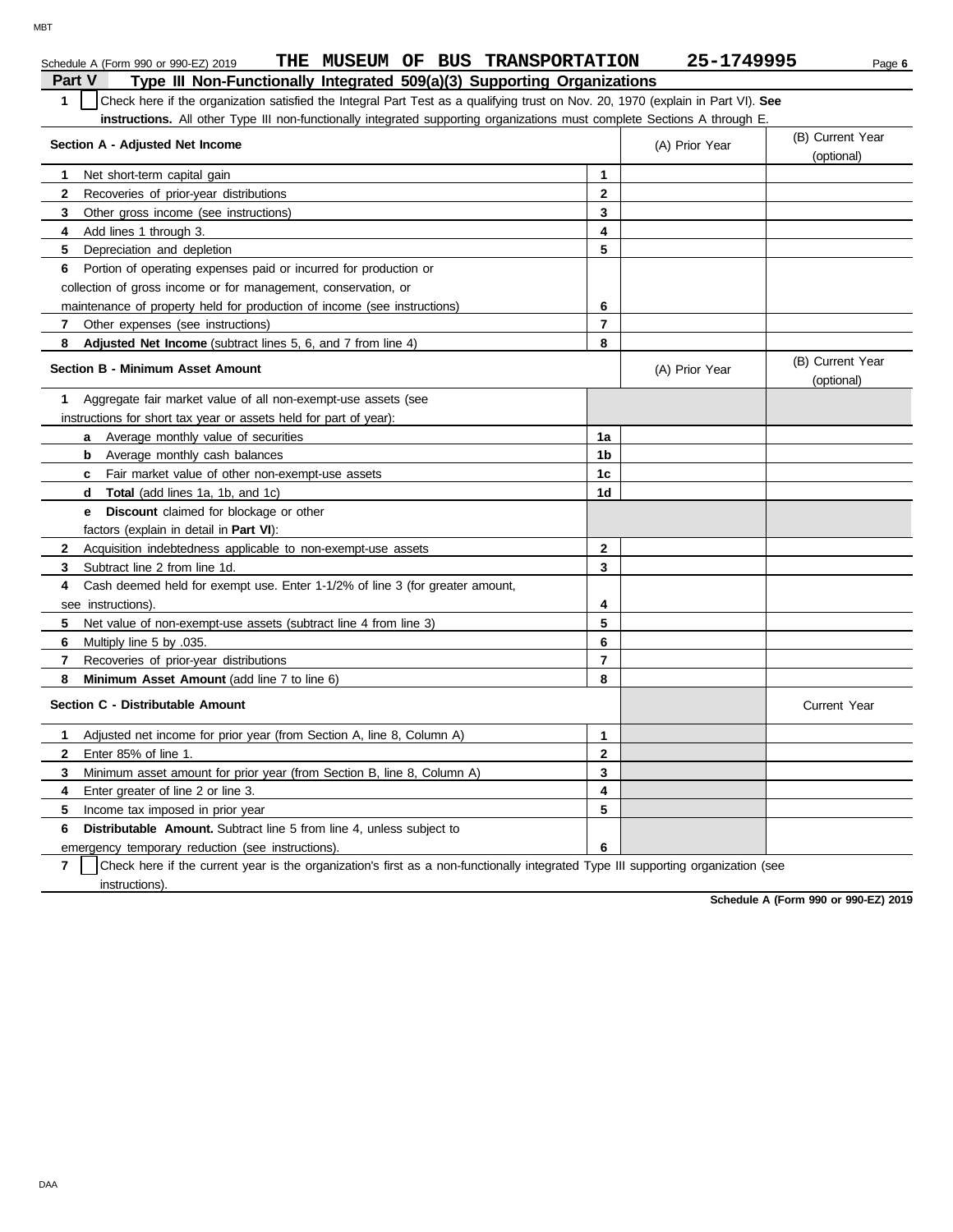Schedule A (Form 990 or 990-EZ) 2019 **THE MUSEUM OF BUS TRANSPORTATION 25-1749995**

## Part V Type III Non-Functionally Integrated 509(a)(3) Supporting Organizations

**1** ☐ Check here if the organization satisfied the Integral Part Test as a qualifying trust on Nov. 20, 1970 (explain in Part VI). **See instructions.** All other Type III non-functionally integrated supporting organizations must complete Sections A through E.

| Section A - Adjusted Net Income | | (A) Prior Year | (B) Current Year (optional) |
|---|---|---|---|
| **1** Net short-term capital gain | 1 | | |
| **2** Recoveries of prior-year distributions | 2 | | |
| **3** Other gross income (see instructions) | 3 | | |
| **4** Add lines 1 through 3. | 4 | | |
| **5** Depreciation and depletion | 5 | | |
| **6** Portion of operating expenses paid or incurred for production or collection of gross income or for management, conservation, or maintenance of property held for production of income (see instructions) | 6 | | |
| **7** Other expenses (see instructions) | 7 | | |
| **8** **Adjusted Net Income** (subtract lines 5, 6, and 7 from line 4) | 8 | | |

| Section B - Minimum Asset Amount | | (A) Prior Year | (B) Current Year (optional) |
|---|---|---|---|
| **1** Aggregate fair market value of all non-exempt-use assets (see instructions for short tax year or assets held for part of year): | | | |
| **a** Average monthly value of securities | 1a | | |
| **b** Average monthly cash balances | 1b | | |
| **c** Fair market value of other non-exempt-use assets | 1c | | |
| **d** **Total** (add lines 1a, 1b, and 1c) | 1d | | |
| **e** **Discount** claimed for blockage or other factors (explain in detail in **Part VI**): | | | |
| **2** Acquisition indebtedness applicable to non-exempt-use assets | 2 | | |
| **3** Subtract line 2 from line 1d. | 3 | | |
| **4** Cash deemed held for exempt use. Enter 1-1/2% of line 3 (for greater amount, see instructions). | 4 | | |
| **5** Net value of non-exempt-use assets (subtract line 4 from line 3) | 5 | | |
| **6** Multiply line 5 by .035. | 6 | | |
| **7** Recoveries of prior-year distributions | 7 | | |
| **8** **Minimum Asset Amount** (add line 7 to line 6) | 8 | | |

| Section C - Distributable Amount | | | Current Year |
|---|---|---|---|
| **1** Adjusted net income for prior year (from Section A, line 8, Column A) | 1 | | |
| **2** Enter 85% of line 1. | 2 | | |
| **3** Minimum asset amount for prior year (from Section B, line 8, Column A) | 3 | | |
| **4** Enter greater of line 2 or line 3. | 4 | | |
| **5** Income tax imposed in prior year | 5 | | |
| **6** **Distributable Amount.** Subtract line 5 from line 4, unless subject to emergency temporary reduction (see instructions). | 6 | | |

**7** ☐ Check here if the current year is the organization's first as a non-functionally integrated Type III supporting organization (see instructions).

**Schedule A (Form 990 or 990-EZ) 2019**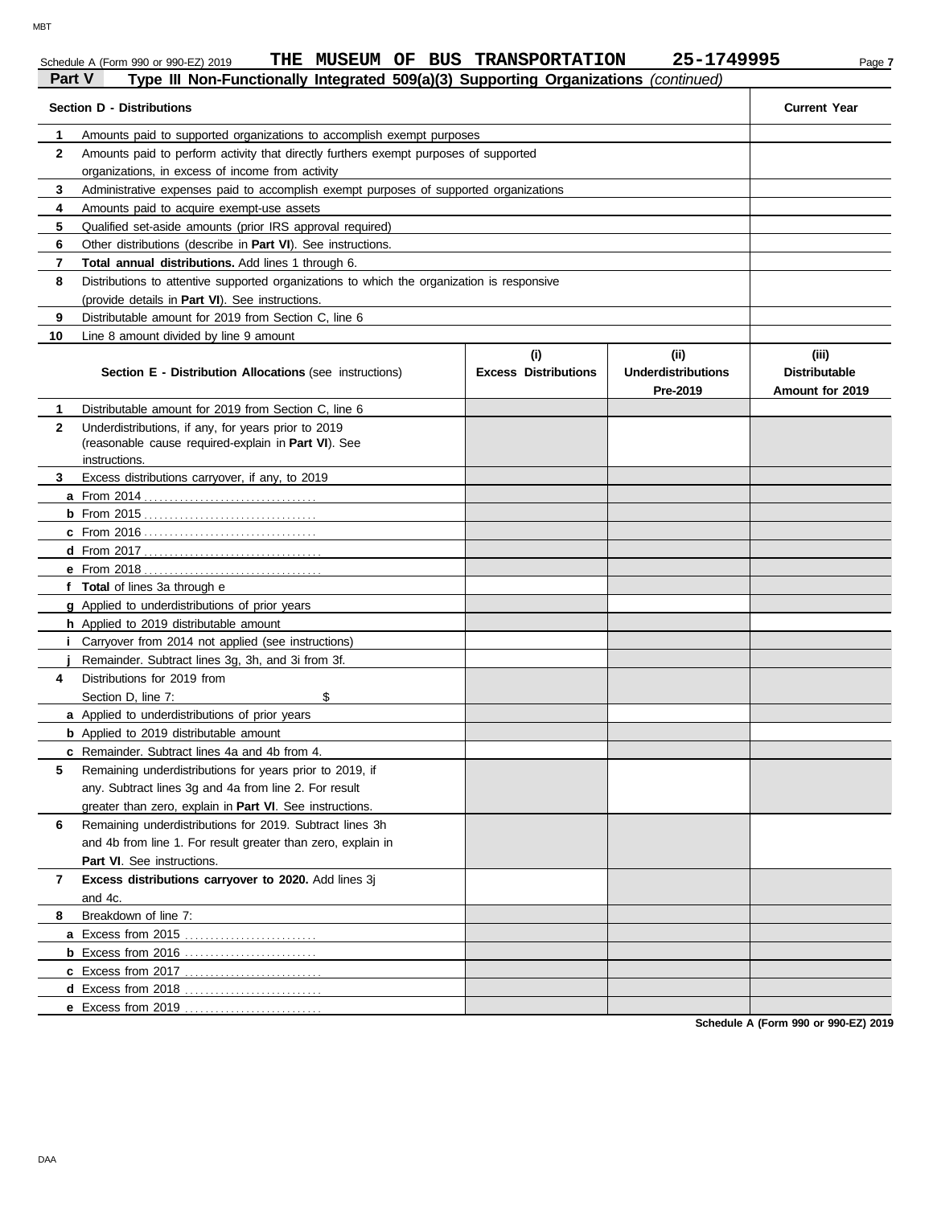Schedule A (Form 990 or 990-EZ) 2019 **THE MUSEUM OF BUS TRANSPORTATION 25-1749995**

**Part V Type III Non-Functionally Integrated 509(a)(3) Supporting Organizations** *(continued)*

| | **Section D - Distributions** | **Current Year** |
|---|---|---|
| **1** | Amounts paid to supported organizations to accomplish exempt purposes | |
| **2** | Amounts paid to perform activity that directly furthers exempt purposes of supported organizations, in excess of income from activity | |
| **3** | Administrative expenses paid to accomplish exempt purposes of supported organizations | |
| **4** | Amounts paid to acquire exempt-use assets | |
| **5** | Qualified set-aside amounts (prior IRS approval required) | |
| **6** | Other distributions (describe in **Part VI**). See instructions. | |
| **7** | **Total annual distributions.** Add lines 1 through 6. | |
| **8** | Distributions to attentive supported organizations to which the organization is responsive (provide details in **Part VI**). See instructions. | |
| **9** | Distributable amount for 2019 from Section C, line 6 | |
| **10** | Line 8 amount divided by line 9 amount | |

| | **Section E - Distribution Allocations** (see instructions) | **(i) Excess Distributions** | **(ii) Underdistributions Pre-2019** | **(iii) Distributable Amount for 2019** |
|---|---|---|---|---|
| **1** | Distributable amount for 2019 from Section C, line 6 | | | |
| **2** | Underdistributions, if any, for years prior to 2019 (reasonable cause required-explain in **Part VI**). See instructions. | | | |
| **3** | Excess distributions carryover, if any, to 2019 | | | |
| **a** | From 2014 | | | |
| **b** | From 2015 | | | |
| **c** | From 2016 | | | |
| **d** | From 2017 | | | |
| **e** | From 2018 | | | |
| **f** | **Total** of lines 3a through e | | | |
| **g** | Applied to underdistributions of prior years | | | |
| **h** | Applied to 2019 distributable amount | | | |
| **i** | Carryover from 2014 not applied (see instructions) | | | |
| **j** | Remainder. Subtract lines 3g, 3h, and 3i from 3f. | | | |
| **4** | Distributions for 2019 from Section D, line 7: $ | | | |
| **a** | Applied to underdistributions of prior years | | | |
| **b** | Applied to 2019 distributable amount | | | |
| **c** | Remainder. Subtract lines 4a and 4b from 4. | | | |
| **5** | Remaining underdistributions for years prior to 2019, if any. Subtract lines 3g and 4a from line 2. For result greater than zero, explain in **Part VI**. See instructions. | | | |
| **6** | Remaining underdistributions for 2019. Subtract lines 3h and 4b from line 1. For result greater than zero, explain in **Part VI**. See instructions. | | | |
| **7** | **Excess distributions carryover to 2020.** Add lines 3j and 4c. | | | |
| **8** | Breakdown of line 7: | | | |
| **a** | Excess from 2015 | | | |
| **b** | Excess from 2016 | | | |
| **c** | Excess from 2017 | | | |
| **d** | Excess from 2018 | | | |
| **e** | Excess from 2019 | | | |

**Schedule A (Form 990 or 990-EZ) 2019**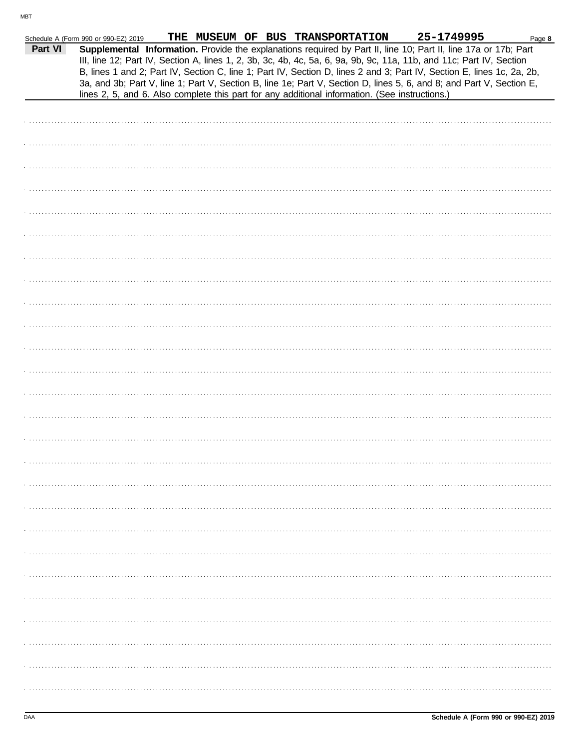Schedule A (Form 990 or 990-EZ) 2019 THE MUSEUM OF BUS TRANSPORTATION 25-1749995

**Part VI** **Supplemental Information.** Provide the explanations required by Part II, line 10; Part II, line 17a or 17b; Part III, line 12; Part IV, Section A, lines 1, 2, 3b, 3c, 4b, 4c, 5a, 6, 9a, 9b, 9c, 11a, 11b, and 11c; Part IV, Section B, lines 1 and 2; Part IV, Section C, line 1; Part IV, Section D, lines 2 and 3; Part IV, Section E, lines 1c, 2a, 2b, 3a, and 3b; Part V, line 1; Part V, Section B, line 1e; Part V, Section D, lines 5, 6, and 8; and Part V, Section E, lines 2, 5, and 6. Also complete this part for any additional information. (See instructions.)

Schedule A (Form 990 or 990-EZ) 2019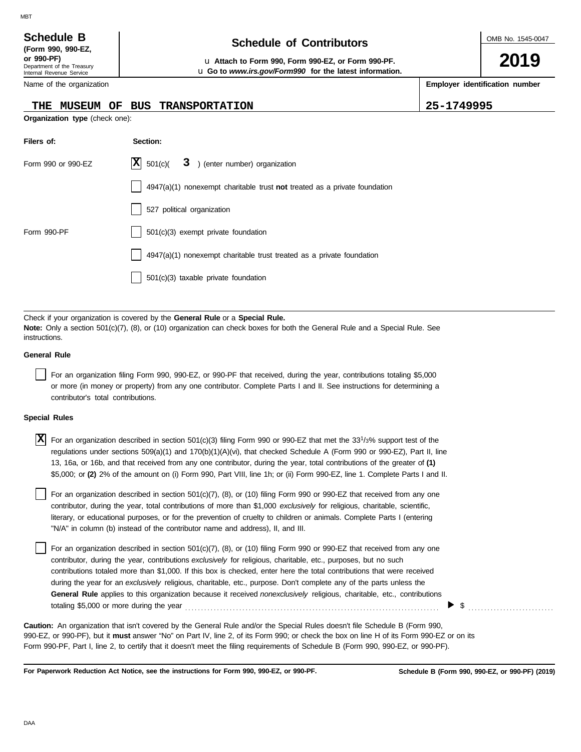MBT

# Schedule B
**(Form 990, 990-EZ, or 990-PF)**
Department of the Treasury
Internal Revenue Service

## Schedule of Contributors

u **Attach to Form 990, Form 990-EZ, or Form 990-PF.**
u **Go to** ***www.irs.gov/Form990*** **for the latest information.**

OMB No. 1545-0047

**2019**

Name of the organization: **THE MUSEUM OF BUS TRANSPORTATION**

**Employer identification number:** **25-1749995**

**Organization type** (check one):

| Filers of: | Section: |
|---|---|
| Form 990 or 990-EZ | [X] 501(c)( **3** ) (enter number) organization |
| | [ ] 4947(a)(1) nonexempt charitable trust **not** treated as a private foundation |
| | [ ] 527 political organization |
| Form 990-PF | [ ] 501(c)(3) exempt private foundation |
| | [ ] 4947(a)(1) nonexempt charitable trust treated as a private foundation |
| | [ ] 501(c)(3) taxable private foundation |

Check if your organization is covered by the **General Rule** or a **Special Rule.**
**Note:** Only a section 501(c)(7), (8), or (10) organization can check boxes for both the General Rule and a Special Rule. See instructions.

**General Rule**

[ ] For an organization filing Form 990, 990-EZ, or 990-PF that received, during the year, contributions totaling $5,000 or more (in money or property) from any one contributor. Complete Parts I and II. See instructions for determining a contributor's total contributions.

**Special Rules**

[X] For an organization described in section 501(c)(3) filing Form 990 or 990-EZ that met the 33 1/3% support test of the regulations under sections 509(a)(1) and 170(b)(1)(A)(vi), that checked Schedule A (Form 990 or 990-EZ), Part II, line 13, 16a, or 16b, and that received from any one contributor, during the year, total contributions of the greater of **(1)** $5,000; or **(2)** 2% of the amount on (i) Form 990, Part VIII, line 1h; or (ii) Form 990-EZ, line 1. Complete Parts I and II.

[ ] For an organization described in section 501(c)(7), (8), or (10) filing Form 990 or 990-EZ that received from any one contributor, during the year, total contributions of more than $1,000 *exclusively* for religious, charitable, scientific, literary, or educational purposes, or for the prevention of cruelty to children or animals. Complete Parts I (entering "N/A" in column (b) instead of the contributor name and address), II, and III.

[ ] For an organization described in section 501(c)(7), (8), or (10) filing Form 990 or 990-EZ that received from any one contributor, during the year, contributions *exclusively* for religious, charitable, etc., purposes, but no such contributions totaled more than $1,000. If this box is checked, enter here the total contributions that were received during the year for an *exclusively* religious, charitable, etc., purpose. Don't complete any of the parts unless the **General Rule** applies to this organization because it received *nonexclusively* religious, charitable, etc., contributions totaling $5,000 or more during the year ▶ $ ..........

**Caution:** An organization that isn't covered by the General Rule and/or the Special Rules doesn't file Schedule B (Form 990, 990-EZ, or 990-PF), but it **must** answer "No" on Part IV, line 2, of its Form 990; or check the box on line H of its Form 990-EZ or on its Form 990-PF, Part I, line 2, to certify that it doesn't meet the filing requirements of Schedule B (Form 990, 990-EZ, or 990-PF).

**For Paperwork Reduction Act Notice, see the instructions for Form 990, 990-EZ, or 990-PF.** **Schedule B (Form 990, 990-EZ, or 990-PF) (2019)**

DAA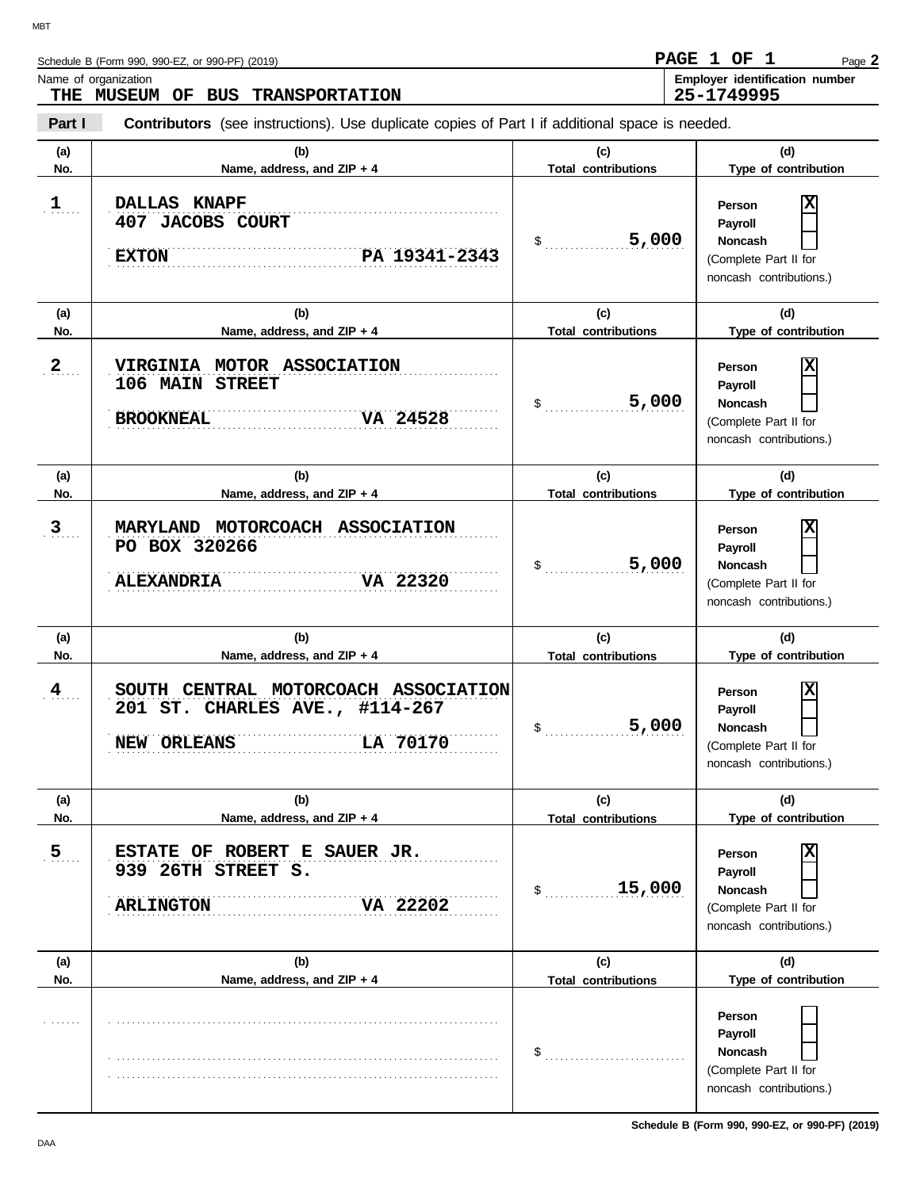Schedule B (Form 990, 990-EZ, or 990-PF) (2019)

**PAGE 1 OF 1**

Name of organization
**THE MUSEUM OF BUS TRANSPORTATION**

**Employer identification number**
**25-1749995**

**Part I** **Contributors** (see instructions). Use duplicate copies of Part I if additional space is needed.

| (a) No. | (b) Name, address, and ZIP + 4 | (c) Total contributions | (d) Type of contribution |
|---|---|---|---|
| 1 | DALLAS KNAPF<br>407 JACOBS COURT<br>EXTON PA 19341-2343 | $ 5,000 | Person [X]<br>Payroll [ ]<br>Noncash [ ]<br>(Complete Part II for noncash contributions.) |
| 2 | VIRGINIA MOTOR ASSOCIATION<br>106 MAIN STREET<br>BROOKNEAL VA 24528 | $ 5,000 | Person [X]<br>Payroll [ ]<br>Noncash [ ]<br>(Complete Part II for noncash contributions.) |
| 3 | MARYLAND MOTORCOACH ASSOCIATION<br>PO BOX 320266<br>ALEXANDRIA VA 22320 | $ 5,000 | Person [X]<br>Payroll [ ]<br>Noncash [ ]<br>(Complete Part II for noncash contributions.) |
| 4 | SOUTH CENTRAL MOTORCOACH ASSOCIATION<br>201 ST. CHARLES AVE., #114-267<br>NEW ORLEANS LA 70170 | $ 5,000 | Person [X]<br>Payroll [ ]<br>Noncash [ ]<br>(Complete Part II for noncash contributions.) |
| 5 | ESTATE OF ROBERT E SAUER JR.<br>939 26TH STREET S.<br>ARLINGTON VA 22202 | $ 15,000 | Person [X]<br>Payroll [ ]<br>Noncash [ ]<br>(Complete Part II for noncash contributions.) |
| | | $ | Person [ ]<br>Payroll [ ]<br>Noncash [ ]<br>(Complete Part II for noncash contributions.) |

Schedule B (Form 990, 990-EZ, or 990-PF) (2019)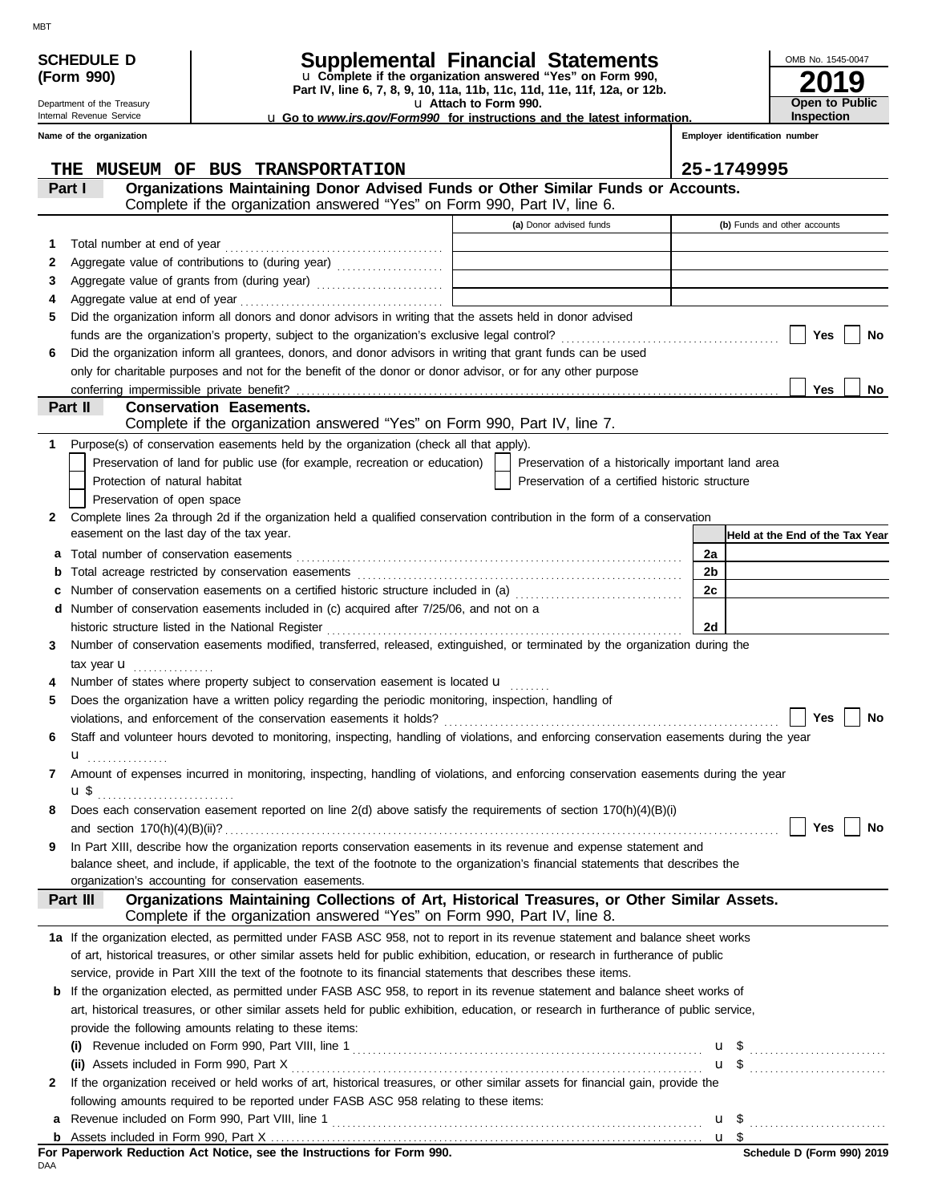MBT

**SCHEDULE D (Form 990)**

Department of the Treasury
Internal Revenue Service

# Supplemental Financial Statements

u Complete if the organization answered "Yes" on Form 990, Part IV, line 6, 7, 8, 9, 10, 11a, 11b, 11c, 11d, 11e, 11f, 12a, or 12b.
u Attach to Form 990.
u Go to *www.irs.gov/Form990* for instructions and the latest information.

OMB No. 1545-0047
**2019**
**Open to Public Inspection**

| Name of the organization | Employer identification number |
|---|---|
| THE MUSEUM OF BUS TRANSPORTATION | 25-1749995 |

## Part I — Organizations Maintaining Donor Advised Funds or Other Similar Funds or Accounts.
Complete if the organization answered "Yes" on Form 990, Part IV, line 6.

| | | (a) Donor advised funds | (b) Funds and other accounts |
|---|---|---|---|
| 1 | Total number at end of year | | |
| 2 | Aggregate value of contributions to (during year) | | |
| 3 | Aggregate value of grants from (during year) | | |
| 4 | Aggregate value at end of year | | |

5 Did the organization inform all donors and donor advisors in writing that the assets held in donor advised funds are the organization's property, subject to the organization's exclusive legal control? ☐ Yes ☐ No

6 Did the organization inform all grantees, donors, and donor advisors in writing that grant funds can be used only for charitable purposes and not for the benefit of the donor or donor advisor, or for any other purpose conferring impermissible private benefit? ☐ Yes ☐ No

## Part II — Conservation Easements.
Complete if the organization answered "Yes" on Form 990, Part IV, line 7.

1 Purpose(s) of conservation easements held by the organization (check all that apply).

- ☐ Preservation of land for public use (for example, recreation or education)
- ☐ Protection of natural habitat
- ☐ Preservation of open space
- ☐ Preservation of a historically important land area
- ☐ Preservation of a certified historic structure

2 Complete lines 2a through 2d if the organization held a qualified conservation contribution in the form of a conservation easement on the last day of the tax year.

| | | | Held at the End of the Tax Year |
|---|---|---|---|
| a | Total number of conservation easements | 2a | |
| b | Total acreage restricted by conservation easements | 2b | |
| c | Number of conservation easements on a certified historic structure included in (a) | 2c | |
| d | Number of conservation easements included in (c) acquired after 7/25/06, and not on a historic structure listed in the National Register | 2d | |

3 Number of conservation easements modified, transferred, released, extinguished, or terminated by the organization during the tax year u

4 Number of states where property subject to conservation easement is located u

5 Does the organization have a written policy regarding the periodic monitoring, inspection, handling of violations, and enforcement of the conservation easements it holds? ☐ Yes ☐ No

6 Staff and volunteer hours devoted to monitoring, inspecting, handling of violations, and enforcing conservation easements during the year u

7 Amount of expenses incurred in monitoring, inspecting, handling of violations, and enforcing conservation easements during the year u $

8 Does each conservation easement reported on line 2(d) above satisfy the requirements of section 170(h)(4)(B)(i) and section 170(h)(4)(B)(ii)? ☐ Yes ☐ No

9 In Part XIII, describe how the organization reports conservation easements in its revenue and expense statement and balance sheet, and include, if applicable, the text of the footnote to the organization's financial statements that describes the organization's accounting for conservation easements.

## Part III — Organizations Maintaining Collections of Art, Historical Treasures, or Other Similar Assets.
Complete if the organization answered "Yes" on Form 990, Part IV, line 8.

1a If the organization elected, as permitted under FASB ASC 958, not to report in its revenue statement and balance sheet works of art, historical treasures, or other similar assets held for public exhibition, education, or research in furtherance of public service, provide in Part XIII the text of the footnote to its financial statements that describes these items.

b If the organization elected, as permitted under FASB ASC 958, to report in its revenue statement and balance sheet works of art, historical treasures, or other similar assets held for public exhibition, education, or research in furtherance of public service, provide the following amounts relating to these items:

(i) Revenue included on Form 990, Part VIII, line 1 u $

(ii) Assets included in Form 990, Part X u $

2 If the organization received or held works of art, historical treasures, or other similar assets for financial gain, provide the following amounts required to be reported under FASB ASC 958 relating to these items:

a Revenue included on Form 990, Part VIII, line 1 u $

b Assets included in Form 990, Part X u $

**For Paperwork Reduction Act Notice, see the Instructions for Form 990.** **Schedule D (Form 990) 2019**

DAA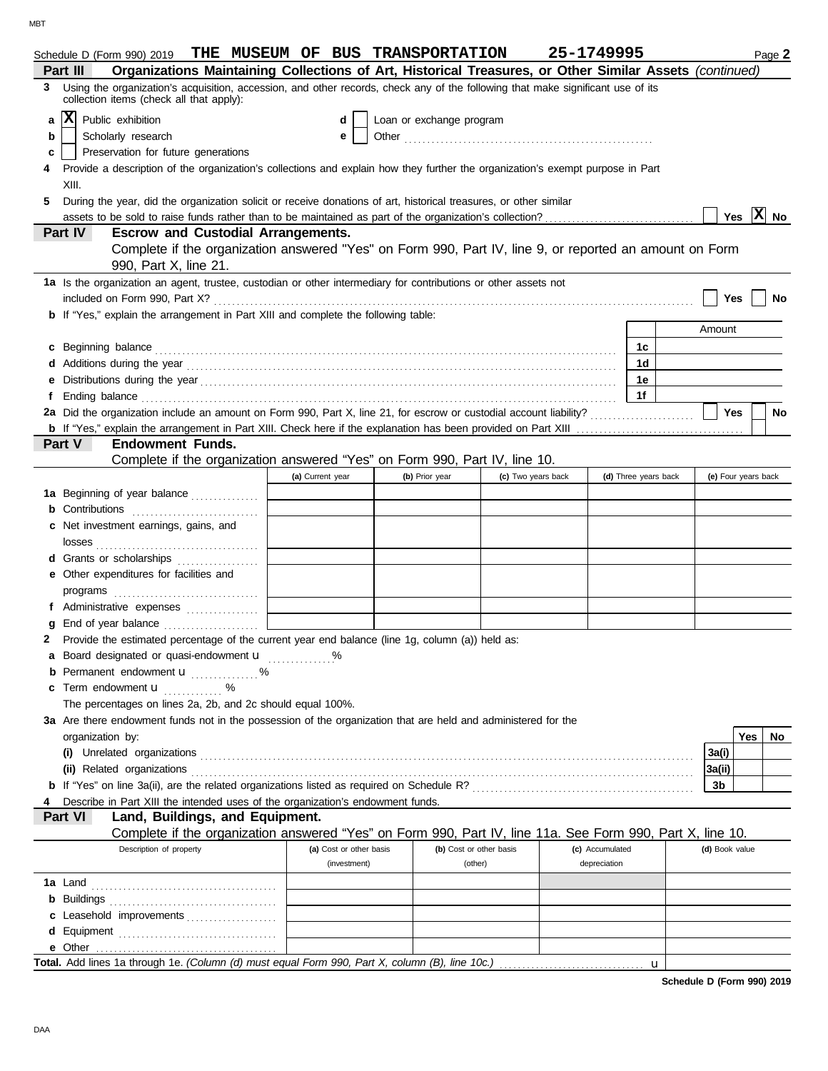Schedule D (Form 990) 2019 **THE MUSEUM OF BUS TRANSPORTATION** **25-1749995** Page **2**

## Part III Organizations Maintaining Collections of Art, Historical Treasures, or Other Similar Assets *(continued)*

**3** Using the organization's acquisition, accession, and other records, check any of the following that make significant use of its collection items (check all that apply):

- **a** [X] Public exhibition
- **b** [ ] Scholarly research
- **c** [ ] Preservation for future generations
- **d** [ ] Loan or exchange program
- **e** [ ] Other

**4** Provide a description of the organization's collections and explain how they further the organization's exempt purpose in Part XIII.

**5** During the year, did the organization solicit or receive donations of art, historical treasures, or other similar assets to be sold to raise funds rather than to be maintained as part of the organization's collection? [ ] Yes [X] No

## Part IV Escrow and Custodial Arrangements.

Complete if the organization answered "Yes" on Form 990, Part IV, line 9, or reported an amount on Form 990, Part X, line 21.

**1a** Is the organization an agent, trustee, custodian or other intermediary for contributions or other assets not included on Form 990, Part X? [ ] Yes [ ] No

**b** If "Yes," explain the arrangement in Part XIII and complete the following table:

| | | Amount |
|---|---|---|
| **c** Beginning balance | 1c | |
| **d** Additions during the year | 1d | |
| **e** Distributions during the year | 1e | |
| **f** Ending balance | 1f | |

**2a** Did the organization include an amount on Form 990, Part X, line 21, for escrow or custodial account liability? [ ] Yes [ ] No

**b** If "Yes," explain the arrangement in Part XIII. Check here if the explanation has been provided on Part XIII [ ]

## Part V Endowment Funds.

Complete if the organization answered "Yes" on Form 990, Part IV, line 10.

| | (a) Current year | (b) Prior year | (c) Two years back | (d) Three years back | (e) Four years back |
|---|---|---|---|---|---|
| **1a** Beginning of year balance | | | | | |
| **b** Contributions | | | | | |
| **c** Net investment earnings, gains, and losses | | | | | |
| **d** Grants or scholarships | | | | | |
| **e** Other expenditures for facilities and programs | | | | | |
| **f** Administrative expenses | | | | | |
| **g** End of year balance | | | | | |

**2** Provide the estimated percentage of the current year end balance (line 1g, column (a)) held as:

- **a** Board designated or quasi-endowment u ______ %
- **b** Permanent endowment u ______ %
- **c** Term endowment u ______ %

The percentages on lines 2a, 2b, and 2c should equal 100%.

**3a** Are there endowment funds not in the possession of the organization that are held and administered for the organization by:

| | | Yes | No |
|---|---|---|---|
| **(i)** Unrelated organizations | 3a(i) | | |
| **(ii)** Related organizations | 3a(ii) | | |
| **b** If "Yes" on line 3a(ii), are the related organizations listed as required on Schedule R? | 3b | | |

**4** Describe in Part XIII the intended uses of the organization's endowment funds.

## Part VI Land, Buildings, and Equipment.

Complete if the organization answered "Yes" on Form 990, Part IV, line 11a. See Form 990, Part X, line 10.

| Description of property | (a) Cost or other basis (investment) | (b) Cost or other basis (other) | (c) Accumulated depreciation | (d) Book value |
|---|---|---|---|---|
| **1a** Land | | | | |
| **b** Buildings | | | | |
| **c** Leasehold improvements | | | | |
| **d** Equipment | | | | |
| **e** Other | | | | |
| **Total.** Add lines 1a through 1e. *(Column (d) must equal Form 990, Part X, column (B), line 10c.)* u | | | | |

**Schedule D (Form 990) 2019**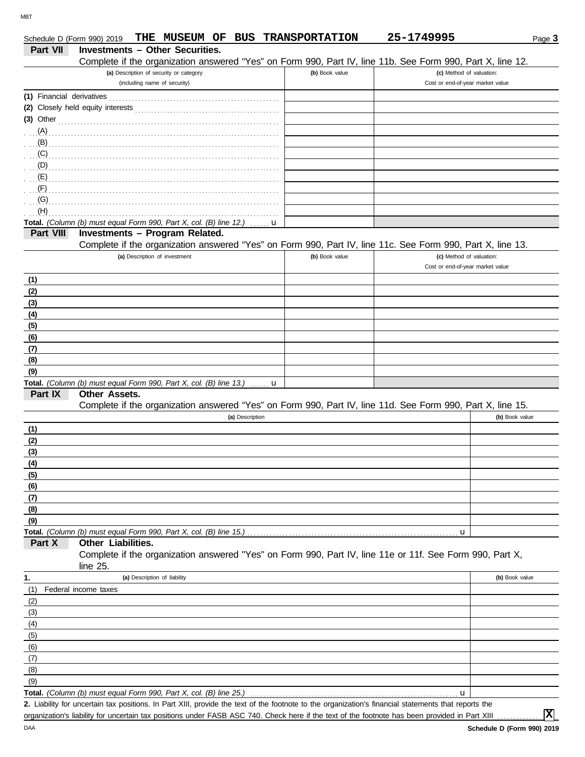Schedule D (Form 990) 2019 **THE MUSEUM OF BUS TRANSPORTATION** **25-1749995**

## Part VII Investments – Other Securities.

Complete if the organization answered "Yes" on Form 990, Part IV, line 11b. See Form 990, Part X, line 12.

| (a) Description of security or category (including name of security) | (b) Book value | (c) Method of valuation: Cost or end-of-year market value |
|---|---|---|
| (1) Financial derivatives | | |
| (2) Closely held equity interests | | |
| (3) Other | | |
| (A) | | |
| (B) | | |
| (C) | | |
| (D) | | |
| (E) | | |
| (F) | | |
| (G) | | |
| (H) | | |
| **Total.** *(Column (b) must equal Form 990, Part X, col. (B) line 12.)* u | | |

## Part VIII Investments – Program Related.

Complete if the organization answered "Yes" on Form 990, Part IV, line 11c. See Form 990, Part X, line 13.

| (a) Description of investment | (b) Book value | (c) Method of valuation: Cost or end-of-year market value |
|---|---|---|
| (1) | | |
| (2) | | |
| (3) | | |
| (4) | | |
| (5) | | |
| (6) | | |
| (7) | | |
| (8) | | |
| (9) | | |
| **Total.** *(Column (b) must equal Form 990, Part X, col. (B) line 13.)* u | | |

## Part IX Other Assets.

Complete if the organization answered "Yes" on Form 990, Part IV, line 11d. See Form 990, Part X, line 15.

| (a) Description | (b) Book value |
|---|---|
| (1) | |
| (2) | |
| (3) | |
| (4) | |
| (5) | |
| (6) | |
| (7) | |
| (8) | |
| (9) | |
| **Total.** *(Column (b) must equal Form 990, Part X, col. (B) line 15.)* u | |

## Part X Other Liabilities.

Complete if the organization answered "Yes" on Form 990, Part IV, line 11e or 11f. See Form 990, Part X, line 25.

| 1. (a) Description of liability | (b) Book value |
|---|---|
| (1) Federal income taxes | |
| (2) | |
| (3) | |
| (4) | |
| (5) | |
| (6) | |
| (7) | |
| (8) | |
| (9) | |
| **Total.** *(Column (b) must equal Form 990, Part X, col. (B) line 25.)* u | |

**2.** Liability for uncertain tax positions. In Part XIII, provide the text of the footnote to the organization's financial statements that reports the organization's liability for uncertain tax positions under FASB ASC 740. Check here if the text of the footnote has been provided in Part XIII ............. [X]

Schedule D (Form 990) 2019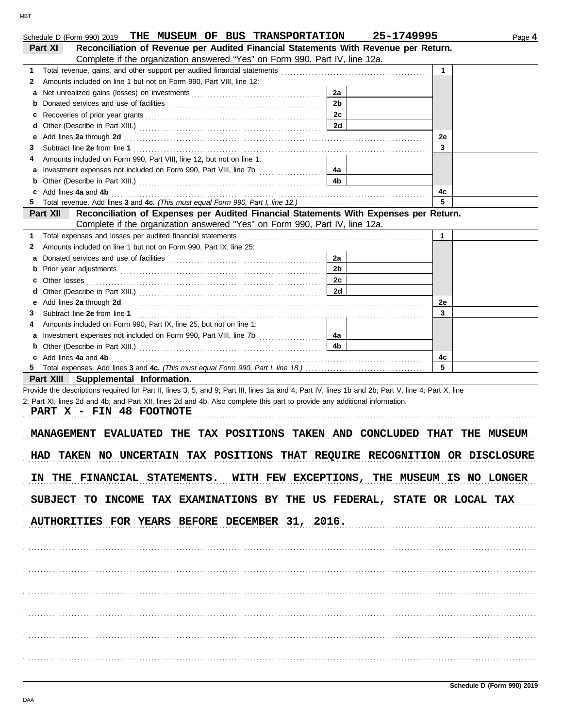Schedule D (Form 990) 2019 THE MUSEUM OF BUS TRANSPORTATION 25-1749995 Page 4

**Part XI Reconciliation of Revenue per Audited Financial Statements With Revenue per Return.**
Complete if the organization answered "Yes" on Form 990, Part IV, line 12a.

| | | | | | |
|---|---|---|---|---|---|
| 1 | Total revenue, gains, and other support per audited financial statements | | | 1 | |
| 2 | Amounts included on line 1 but not on Form 990, Part VIII, line 12: | | | | |
| a | Net unrealized gains (losses) on investments | 2a | | | |
| b | Donated services and use of facilities | 2b | | | |
| c | Recoveries of prior year grants | 2c | | | |
| d | Other (Describe in Part XIII.) | 2d | | | |
| e | Add lines **2a** through **2d** | | | 2e | |
| 3 | Subtract line **2e** from line **1** | | | 3 | |
| 4 | Amounts included on Form 990, Part VIII, line 12, but not on line 1: | | | | |
| a | Investment expenses not included on Form 990, Part VIII, line 7b | 4a | | | |
| b | Other (Describe in Part XIII.) | 4b | | | |
| c | Add lines **4a** and **4b** | | | 4c | |
| 5 | Total revenue. Add lines **3** and **4c.** *(This must equal Form 990, Part I, line 12.)* | | | 5 | |

**Part XII Reconciliation of Expenses per Audited Financial Statements With Expenses per Return.**
Complete if the organization answered "Yes" on Form 990, Part IV, line 12a.

| | | | | | |
|---|---|---|---|---|---|
| 1 | Total expenses and losses per audited financial statements | | | 1 | |
| 2 | Amounts included on line 1 but not on Form 990, Part IX, line 25: | | | | |
| a | Donated services and use of facilities | 2a | | | |
| b | Prior year adjustments | 2b | | | |
| c | Other losses | 2c | | | |
| d | Other (Describe in Part XIII.) | 2d | | | |
| e | Add lines **2a** through **2d** | | | 2e | |
| 3 | Subtract line **2e** from line **1** | | | 3 | |
| 4 | Amounts included on Form 990, Part IX, line 25, but not on line 1: | | | | |
| a | Investment expenses not included on Form 990, Part VIII, line 7b | 4a | | | |
| b | Other (Describe in Part XIII.) | 4b | | | |
| c | Add lines **4a** and **4b** | | | 4c | |
| 5 | Total expenses. Add lines **3** and **4c.** *(This must equal Form 990, Part I, line 18.)* | | | 5 | |

**Part XIII Supplemental Information.**

Provide the descriptions required for Part II, lines 3, 5, and 9; Part III, lines 1a and 4; Part IV, lines 1b and 2b; Part V, line 4; Part X, line 2; Part XI, lines 2d and 4b; and Part XII, lines 2d and 4b. Also complete this part to provide any additional information.

PART X - FIN 48 FOOTNOTE

MANAGEMENT EVALUATED THE TAX POSITIONS TAKEN AND CONCLUDED THAT THE MUSEUM HAD TAKEN NO UNCERTAIN TAX POSITIONS THAT REQUIRE RECOGNITION OR DISCLOSURE IN THE FINANCIAL STATEMENTS. WITH FEW EXCEPTIONS, THE MUSEUM IS NO LONGER SUBJECT TO INCOME TAX EXAMINATIONS BY THE US FEDERAL, STATE OR LOCAL TAX AUTHORITIES FOR YEARS BEFORE DECEMBER 31, 2016.

Schedule D (Form 990) 2019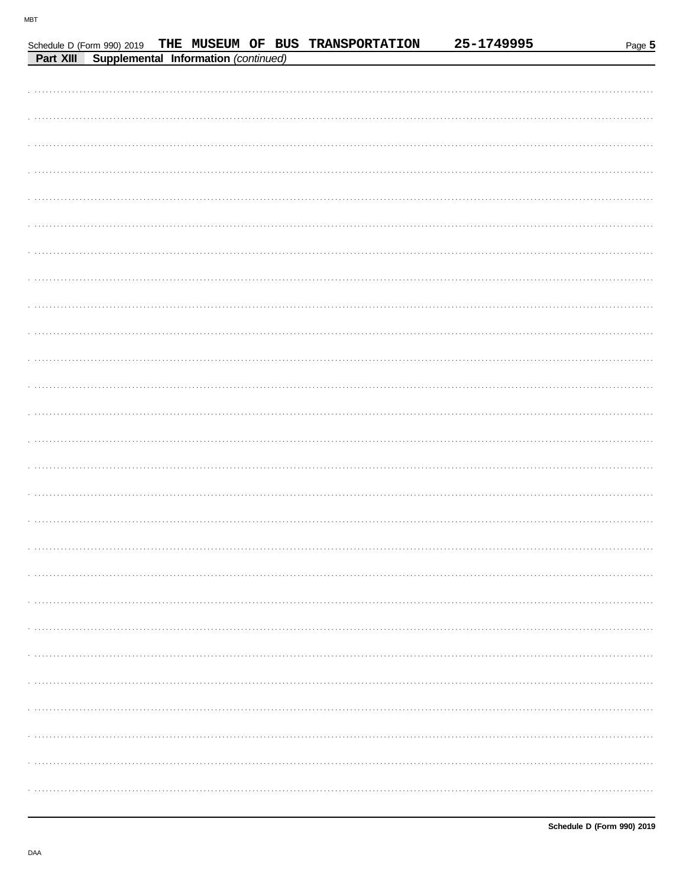Schedule D (Form 990) 2019 THE MUSEUM OF BUS TRANSPORTATION 25-1749995

**Part XIII Supplemental Information** *(continued)*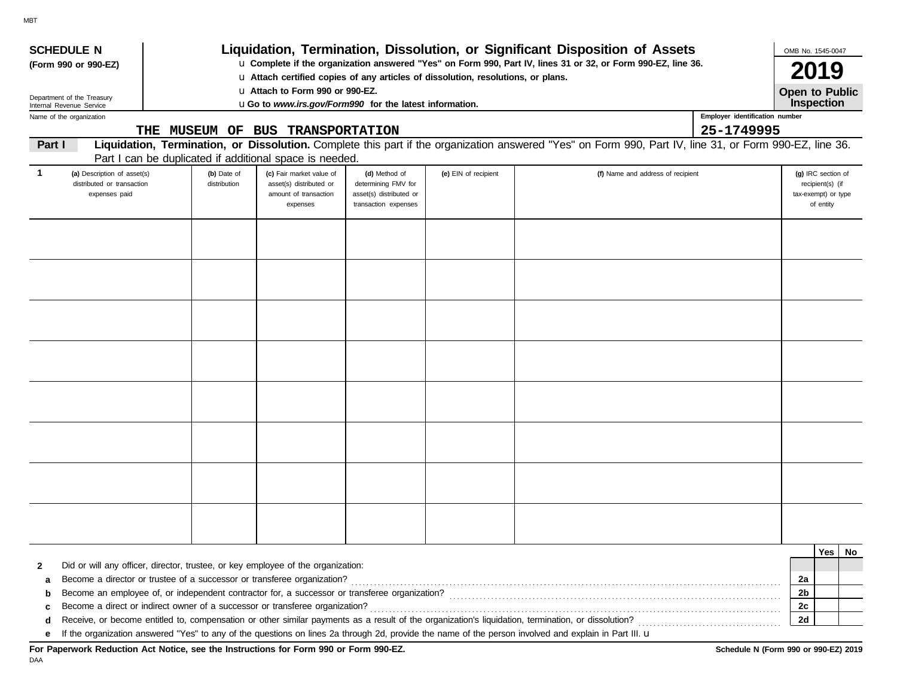MBT

**SCHEDULE N**
**(Form 990 or 990-EZ)**

Department of the Treasury
Internal Revenue Service

# Liquidation, Termination, Dissolution, or Significant Disposition of Assets

u **Complete if the organization answered "Yes" on Form 990, Part IV, lines 31 or 32, or Form 990-EZ, line 36.**
u **Attach certified copies of any articles of dissolution, resolutions, or plans.**
u **Attach to Form 990 or 990-EZ.**
u **Go to *www.irs.gov/Form990* for the latest information.**

OMB No. 1545-0047

**2019**

**Open to Public Inspection**

Name of the organization: THE MUSEUM OF BUS TRANSPORTATION

Employer identification number: 25-1749995

**Part I** **Liquidation, Termination, or Dissolution.** Complete this part if the organization answered "Yes" on Form 990, Part IV, line 31, or Form 990-EZ, line 36. Part I can be duplicated if additional space is needed.

| 1 (a) Description of asset(s) distributed or transaction expenses paid | (b) Date of distribution | (c) Fair market value of asset(s) distributed or amount of transaction expenses | (d) Method of determining FMV for asset(s) distributed or transaction expenses | (e) EIN of recipient | (f) Name and address of recipient | (g) IRC section of recipient(s) (if tax-exempt) or type of entity |
|---|---|---|---|---|---|---|
| | | | | | | |
| | | | | | | |
| | | | | | | |
| | | | | | | |
| | | | | | | |
| | | | | | | |
| | | | | | | |
| | | | | | | |

| | | | Yes | No |
|---|---|---|---|---|
| **2** | Did or will any officer, director, trustee, or key employee of the organization: | | | |
| **a** | Become a director or trustee of a successor or transferee organization? | 2a | | |
| **b** | Become an employee of, or independent contractor for, a successor or transferee organization? | 2b | | |
| **c** | Become a direct or indirect owner of a successor or transferee organization? | 2c | | |
| **d** | Receive, or become entitled to, compensation or other similar payments as a result of the organization's liquidation, termination, or dissolution? | 2d | | |
| **e** | If the organization answered "Yes" to any of the questions on lines 2a through 2d, provide the name of the person involved and explain in Part III. u | | | |

**For Paperwork Reduction Act Notice, see the Instructions for Form 990 or Form 990-EZ.**

**Schedule N (Form 990 or 990-EZ) 2019**

DAA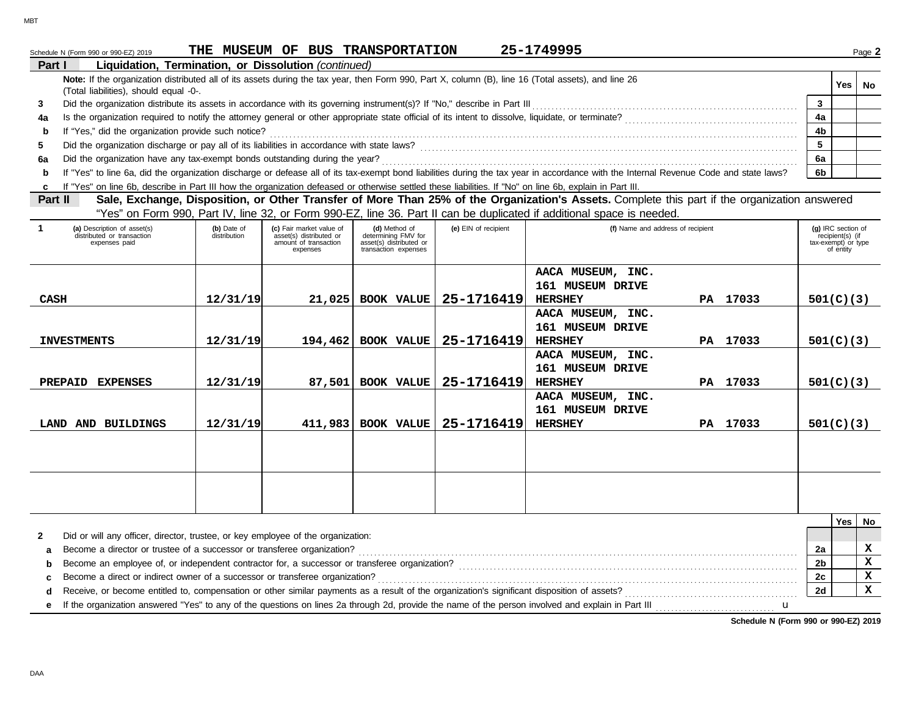MBT

Schedule N (Form 990 or 990-EZ) 2019 **THE MUSEUM OF BUS TRANSPORTATION 25-1749995** Page **2**

**Part I Liquidation, Termination, or Dissolution** *(continued)*

**Note:** If the organization distributed all of its assets during the tax year, then Form 990, Part X, column (B), line 16 (Total assets), and line 26 (Total liabilities), should equal -0-.

| | | | Yes | No |
|---|---|---|---|---|
| 3 | Did the organization distribute its assets in accordance with its governing instrument(s)? If "No," describe in Part III | 3 | | |
| 4a | Is the organization required to notify the attorney general or other appropriate state official of its intent to dissolve, liquidate, or terminate? | 4a | | |
| b | If "Yes," did the organization provide such notice? | 4b | | |
| 5 | Did the organization discharge or pay all of its liabilities in accordance with state laws? | 5 | | |
| 6a | Did the organization have any tax-exempt bonds outstanding during the year? | 6a | | |
| b | If "Yes" to line 6a, did the organization discharge or defease all of its tax-exempt bond liabilities during the tax year in accordance with the Internal Revenue Code and state laws? | 6b | | |

c If "Yes" on line 6b, describe in Part III how the organization defeased or otherwise settled these liabilities. If "No" on line 6b, explain in Part III.

**Part II Sale, Exchange, Disposition, or Other Transfer of More Than 25% of the Organization's Assets.** Complete this part if the organization answered "Yes" on Form 990, Part IV, line 32, or Form 990-EZ, line 36. Part II can be duplicated if additional space is needed.

| 1 (a) Description of asset(s) distributed or transaction expenses paid | (b) Date of distribution | (c) Fair market value of asset(s) distributed or amount of transaction expenses | (d) Method of determining FMV for asset(s) distributed or transaction expenses | (e) EIN of recipient | (f) Name and address of recipient | (g) IRC section of recipient(s) (if tax-exempt) or type of entity |
|---|---|---|---|---|---|---|
| CASH | 12/31/19 | 21,025 | BOOK VALUE | 25-1716419 | AACA MUSEUM, INC. 161 MUSEUM DRIVE HERSHEY PA 17033 | 501(C)(3) |
| INVESTMENTS | 12/31/19 | 194,462 | BOOK VALUE | 25-1716419 | AACA MUSEUM, INC. 161 MUSEUM DRIVE HERSHEY PA 17033 | 501(C)(3) |
| PREPAID EXPENSES | 12/31/19 | 87,501 | BOOK VALUE | 25-1716419 | AACA MUSEUM, INC. 161 MUSEUM DRIVE HERSHEY PA 17033 | 501(C)(3) |
| LAND AND BUILDINGS | 12/31/19 | 411,983 | BOOK VALUE | 25-1716419 | AACA MUSEUM, INC. 161 MUSEUM DRIVE HERSHEY PA 17033 | 501(C)(3) |
| | | | | | | |
| | | | | | | |

| | | | Yes | No |
|---|---|---|---|---|
| 2 | Did or will any officer, director, trustee, or key employee of the organization: | | | |
| a | Become a director or trustee of a successor or transferee organization? | 2a | | X |
| b | Become an employee of, or independent contractor for, a successor or transferee organization? | 2b | | X |
| c | Become a direct or indirect owner of a successor or transferee organization? | 2c | | X |
| d | Receive, or become entitled to, compensation or other similar payments as a result of the organization's significant disposition of assets? | 2d | | X |
| e | If the organization answered "Yes" to any of the questions on lines 2a through 2d, provide the name of the person involved and explain in Part III | | | |

**Schedule N (Form 990 or 990-EZ) 2019**

DAA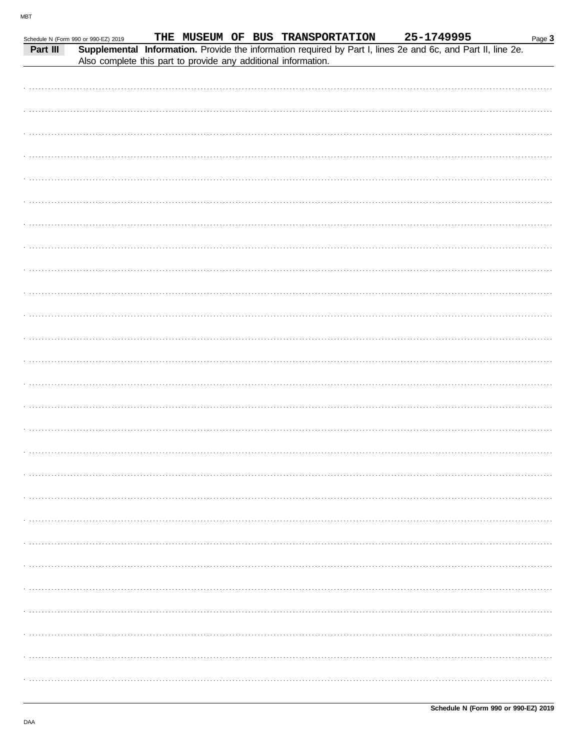Schedule N (Form 990 or 990-EZ) 2019 THE MUSEUM OF BUS TRANSPORTATION 25-1749995

**Part III** **Supplemental Information.** Provide the information required by Part I, lines 2e and 6c, and Part II, line 2e. Also complete this part to provide any additional information.

Schedule N (Form 990 or 990-EZ) 2019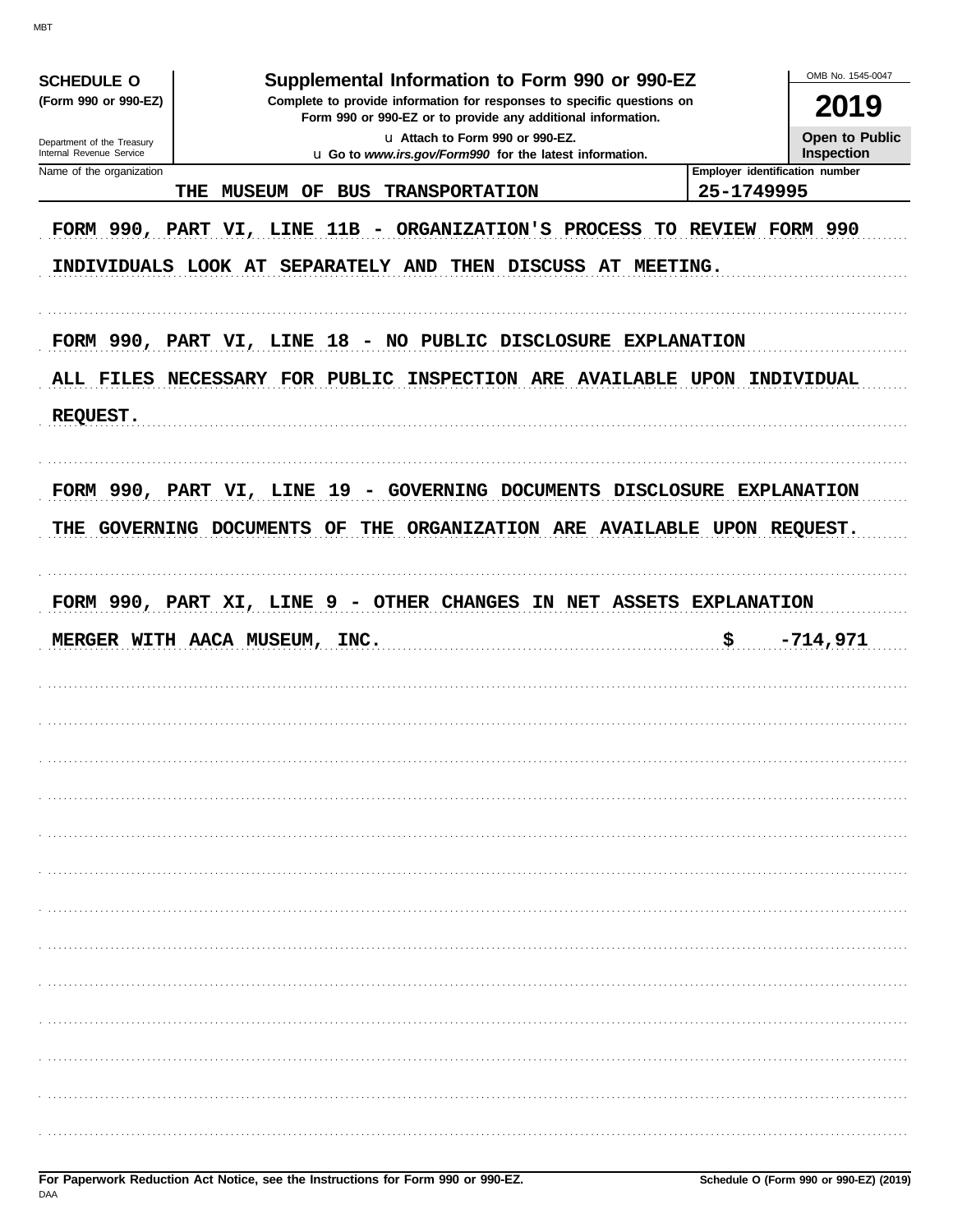MBT

**SCHEDULE O**
**(Form 990 or 990-EZ)**

Department of the Treasury
Internal Revenue Service

# Supplemental Information to Form 990 or 990-EZ

**Complete to provide information for responses to specific questions on Form 990 or 990-EZ or to provide any additional information.**

u Attach to Form 990 or 990-EZ.
u Go to *www.irs.gov/Form990* for the latest information.

OMB No. 1545-0047

**2019**

**Open to Public Inspection**

| Name of the organization | Employer identification number |
|---|---|
| THE MUSEUM OF BUS TRANSPORTATION | 25-1749995 |

FORM 990, PART VI, LINE 11B - ORGANIZATION'S PROCESS TO REVIEW FORM 990

INDIVIDUALS LOOK AT SEPARATELY AND THEN DISCUSS AT MEETING.

FORM 990, PART VI, LINE 18 - NO PUBLIC DISCLOSURE EXPLANATION

ALL FILES NECESSARY FOR PUBLIC INSPECTION ARE AVAILABLE UPON INDIVIDUAL REQUEST.

FORM 990, PART VI, LINE 19 - GOVERNING DOCUMENTS DISCLOSURE EXPLANATION

THE GOVERNING DOCUMENTS OF THE ORGANIZATION ARE AVAILABLE UPON REQUEST.

FORM 990, PART XI, LINE 9 - OTHER CHANGES IN NET ASSETS EXPLANATION

MERGER WITH AACA MUSEUM, INC. $ -714,971

**For Paperwork Reduction Act Notice, see the Instructions for Form 990 or 990-EZ.**
DAA

**Schedule O (Form 990 or 990-EZ) (2019)**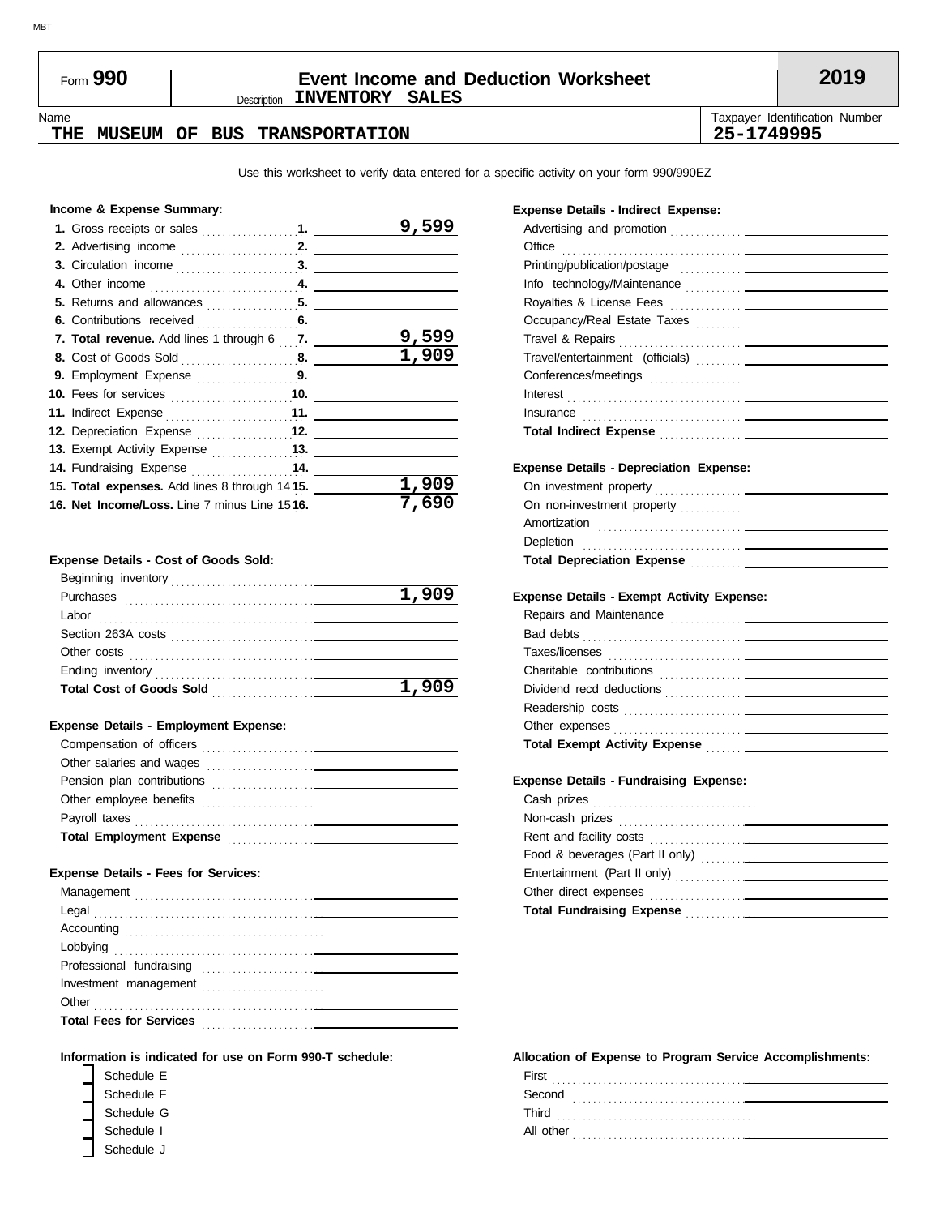# Form 990 — Event Income and Deduction Worksheet — 2019

Description **INVENTORY SALES**

Name: **THE MUSEUM OF BUS TRANSPORTATION**

Taxpayer Identification Number: **25-1749995**

Use this worksheet to verify data entered for a specific activity on your form 990/990EZ

### Income & Expense Summary:

| Line | Description | | Amount |
|---|---|---|---|
| 1. | Gross receipts or sales | 1. | 9,599 |
| 2. | Advertising income | 2. | |
| 3. | Circulation income | 3. | |
| 4. | Other income | 4. | |
| 5. | Returns and allowances | 5. | |
| 6. | Contributions received | 6. | |
| 7. | **Total revenue.** Add lines 1 through 6 | 7. | 9,599 |
| 8. | Cost of Goods Sold | 8. | 1,909 |
| 9. | Employment Expense | 9. | |
| 10. | Fees for services | 10. | |
| 11. | Indirect Expense | 11. | |
| 12. | Depreciation Expense | 12. | |
| 13. | Exempt Activity Expense | 13. | |
| 14. | Fundraising Expense | 14. | |
| 15. | **Total expenses.** Add lines 8 through 14 | 15. | 1,909 |
| 16. | **Net Income/Loss.** Line 7 minus Line 15 | 16. | 7,690 |

### Expense Details - Cost of Goods Sold:

| Item | Amount |
|---|---|
| Beginning inventory | |
| Purchases | 1,909 |
| Labor | |
| Section 263A costs | |
| Other costs | |
| Ending inventory | |
| **Total Cost of Goods Sold** | 1,909 |

### Expense Details - Employment Expense:

| Item | Amount |
|---|---|
| Compensation of officers | |
| Other salaries and wages | |
| Pension plan contributions | |
| Other employee benefits | |
| Payroll taxes | |
| **Total Employment Expense** | |

### Expense Details - Fees for Services:

| Item | Amount |
|---|---|
| Management | |
| Legal | |
| Accounting | |
| Lobbying | |
| Professional fundraising | |
| Investment management | |
| Other | |
| **Total Fees for Services** | |

### Expense Details - Indirect Expense:

| Item | Amount |
|---|---|
| Advertising and promotion | |
| Office | |
| Printing/publication/postage | |
| Info technology/Maintenance | |
| Royalties & License Fees | |
| Occupancy/Real Estate Taxes | |
| Travel & Repairs | |
| Travel/entertainment (officials) | |
| Conferences/meetings | |
| Interest | |
| Insurance | |
| **Total Indirect Expense** | |

### Expense Details - Depreciation Expense:

| Item | Amount |
|---|---|
| On investment property | |
| On non-investment property | |
| Amortization | |
| Depletion | |
| **Total Depreciation Expense** | |

### Expense Details - Exempt Activity Expense:

| Item | Amount |
|---|---|
| Repairs and Maintenance | |
| Bad debts | |
| Taxes/licenses | |
| Charitable contributions | |
| Dividend recd deductions | |
| Readership costs | |
| Other expenses | |
| **Total Exempt Activity Expense** | |

### Expense Details - Fundraising Expense:

| Item | Amount |
|---|---|
| Cash prizes | |
| Non-cash prizes | |
| Rent and facility costs | |
| Food & beverages (Part II only) | |
| Entertainment (Part II only) | |
| Other direct expenses | |
| **Total Fundraising Expense** | |

### Information is indicated for use on Form 990-T schedule:

- [ ] Schedule E
- [ ] Schedule F
- [ ] Schedule G
- [ ] Schedule I
- [ ] Schedule J

### Allocation of Expense to Program Service Accomplishments:

| Item | Amount |
|---|---|
| First | |
| Second | |
| Third | |
| All other | |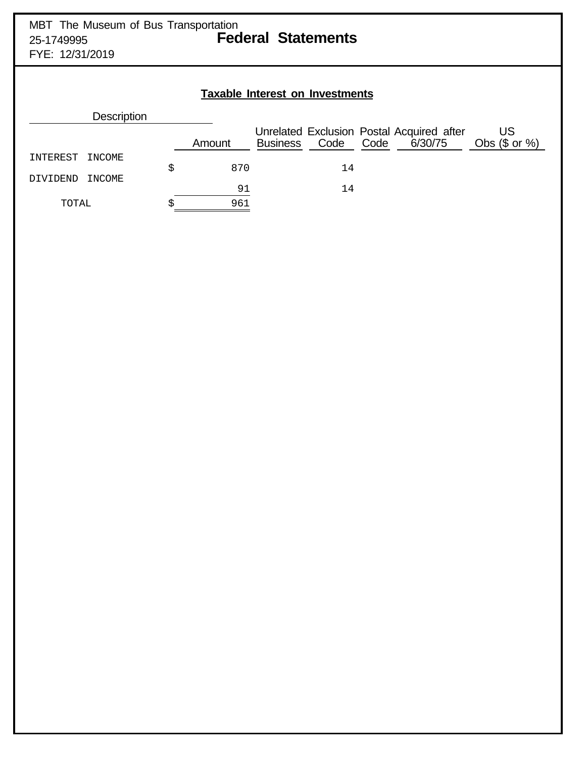MBT The Museum of Bus Transportation
25-1749995
FYE: 12/31/2019

# Federal Statements

## Taxable Interest on Investments

| Description | Amount | Unrelated Business | Exclusion Code | Postal Code | Acquired after 6/30/75 | US Obs ($ or %) |
|---|---|---|---|---|---|---|
| INTEREST INCOME | $ 870 | | 14 | | | |
| DIVIDEND INCOME | 91 | | 14 | | | |
| TOTAL | $ 961 | | | | | |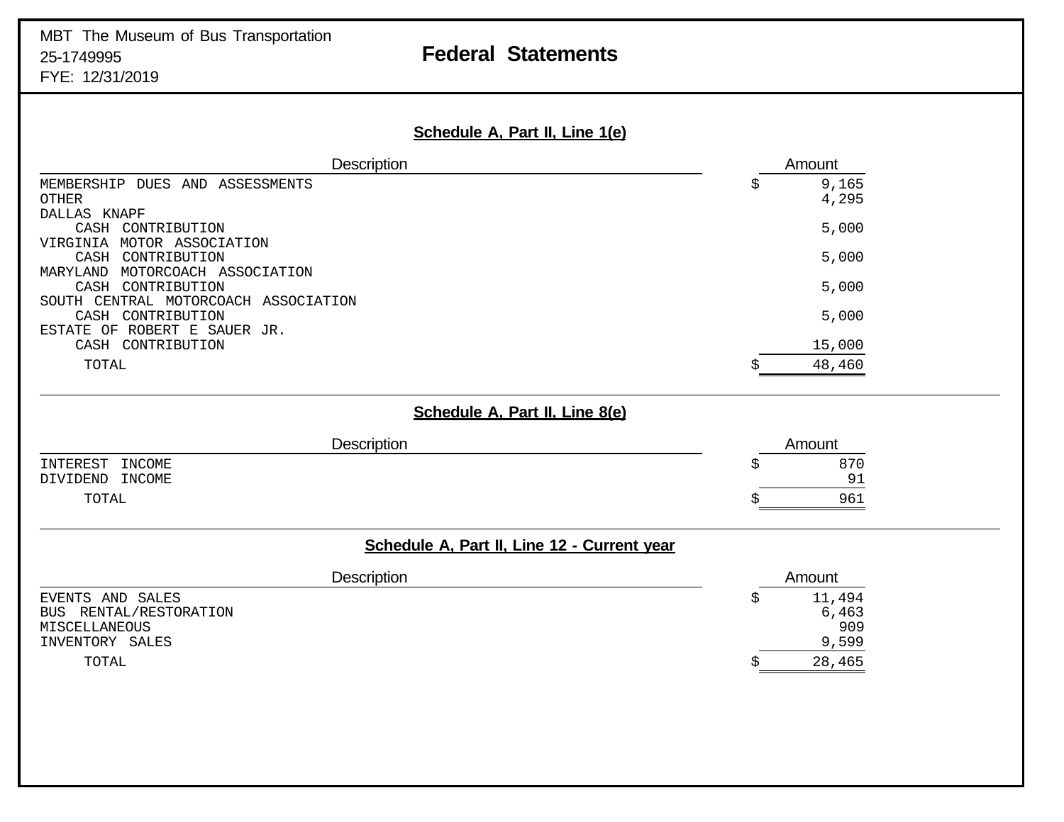MBT The Museum of Bus Transportation
25-1749995
FYE: 12/31/2019

# Federal Statements

## Schedule A, Part II, Line 1(e)

| Description | Amount |
|---|---|
| MEMBERSHIP DUES AND ASSESSMENTS | $ 9,165 |
| OTHER | 4,295 |
| DALLAS KNAPF | |
| CASH CONTRIBUTION | 5,000 |
| VIRGINIA MOTOR ASSOCIATION | |
| CASH CONTRIBUTION | 5,000 |
| MARYLAND MOTORCOACH ASSOCIATION | |
| CASH CONTRIBUTION | 5,000 |
| SOUTH CENTRAL MOTORCOACH ASSOCIATION | |
| CASH CONTRIBUTION | 5,000 |
| ESTATE OF ROBERT E SAUER JR. | |
| CASH CONTRIBUTION | 15,000 |
| TOTAL | $ 48,460 |

## Schedule A, Part II, Line 8(e)

| Description | Amount |
|---|---|
| INTEREST INCOME | $ 870 |
| DIVIDEND INCOME | 91 |
| TOTAL | $ 961 |

## Schedule A, Part II, Line 12 - Current year

| Description | Amount |
|---|---|
| EVENTS AND SALES | $ 11,494 |
| BUS RENTAL/RESTORATION | 6,463 |
| MISCELLANEOUS | 909 |
| INVENTORY SALES | 9,599 |
| TOTAL | $ 28,465 |